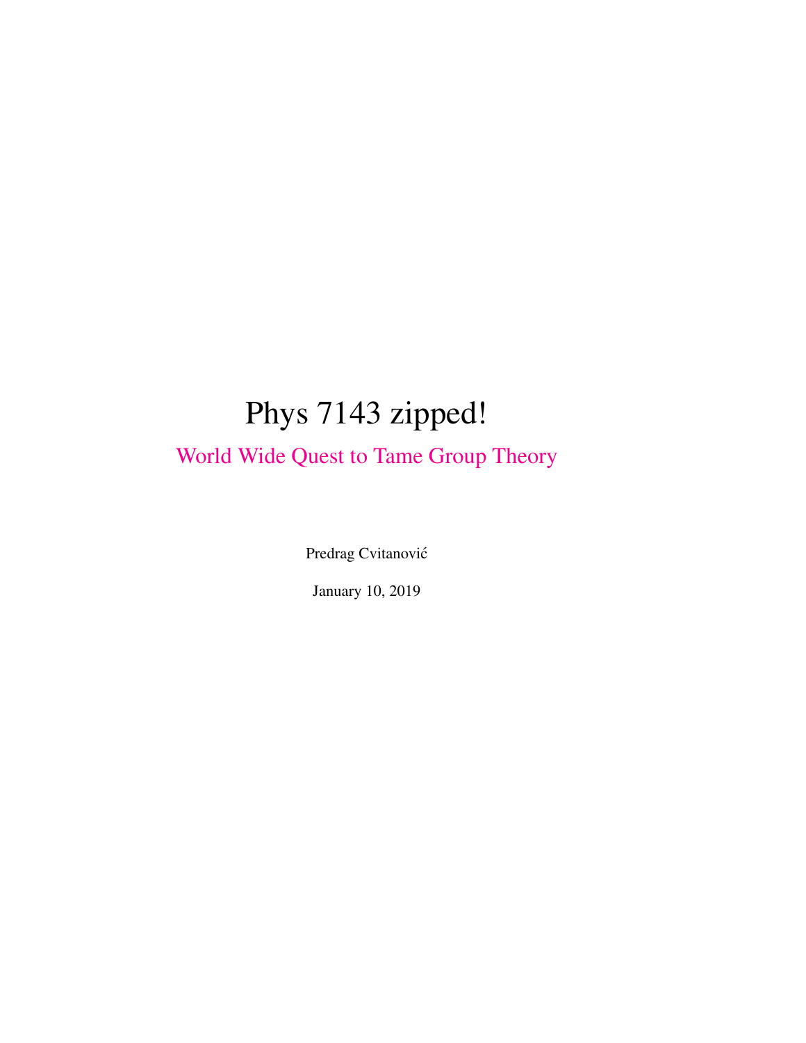# Phys 7143 zipped!

## World Wide Quest to Tame Group Theory

Predrag Cvitanović

January 10, 2019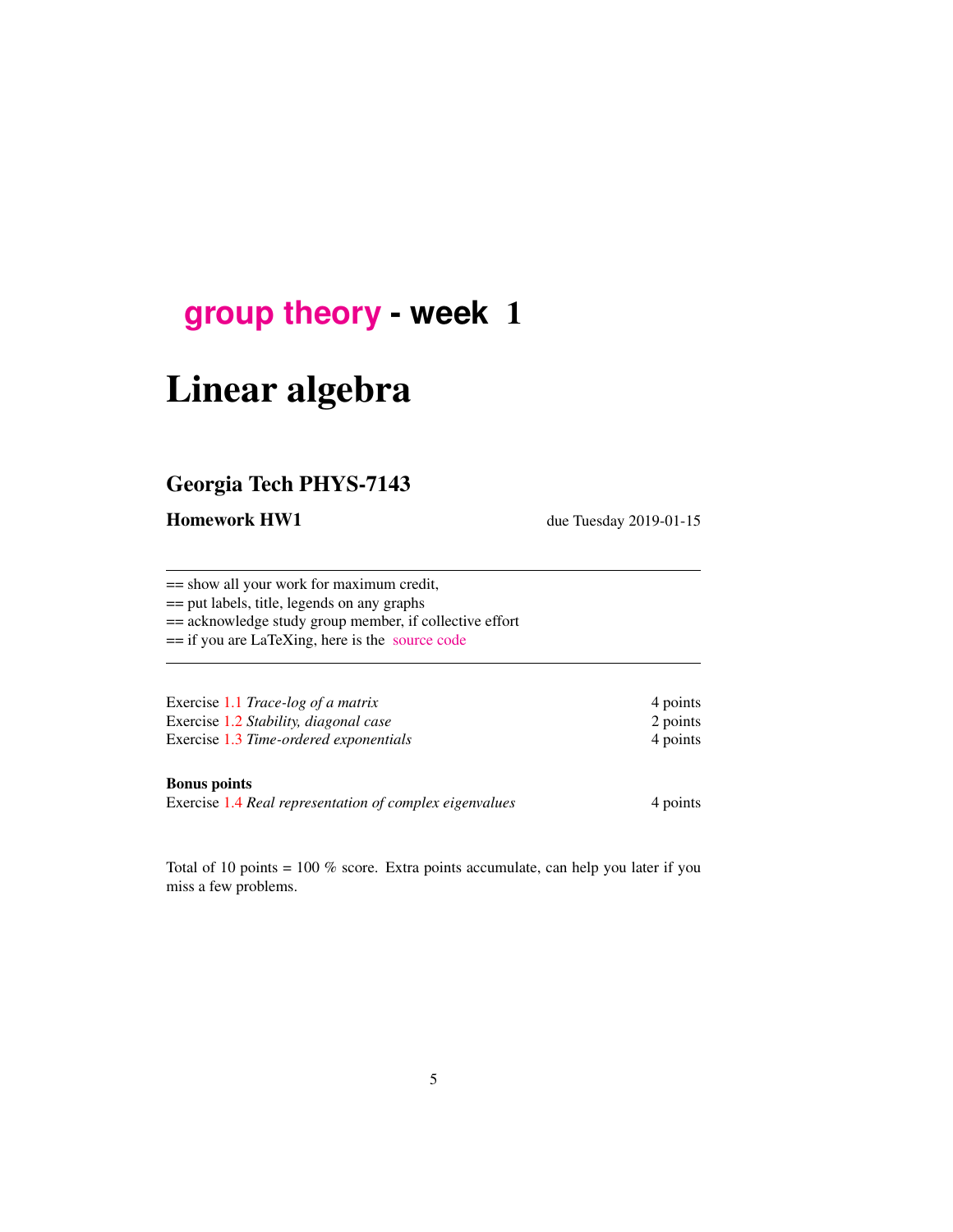# group theory - week 1

# Linear algebra

## Georgia Tech PHYS-7143

**Homework HW1** due Tuesday 2019-01-15

---

== show all your work for maximum credit,
== put labels, title, legends on any graphs
== acknowledge study group member, if collective effort
== if you are LaTeXing, here is the source code

---

| | |
|---|---|
| Exercise 1.1 *Trace-log of a matrix* | 4 points |
| Exercise 1.2 *Stability, diagonal case* | 2 points |
| Exercise 1.3 *Time-ordered exponentials* | 4 points |

**Bonus points**

| | |
|---|---|
| Exercise 1.4 *Real representation of complex eigenvalues* | 4 points |

Total of 10 points = 100 % score. Extra points accumulate, can help you later if you miss a few problems.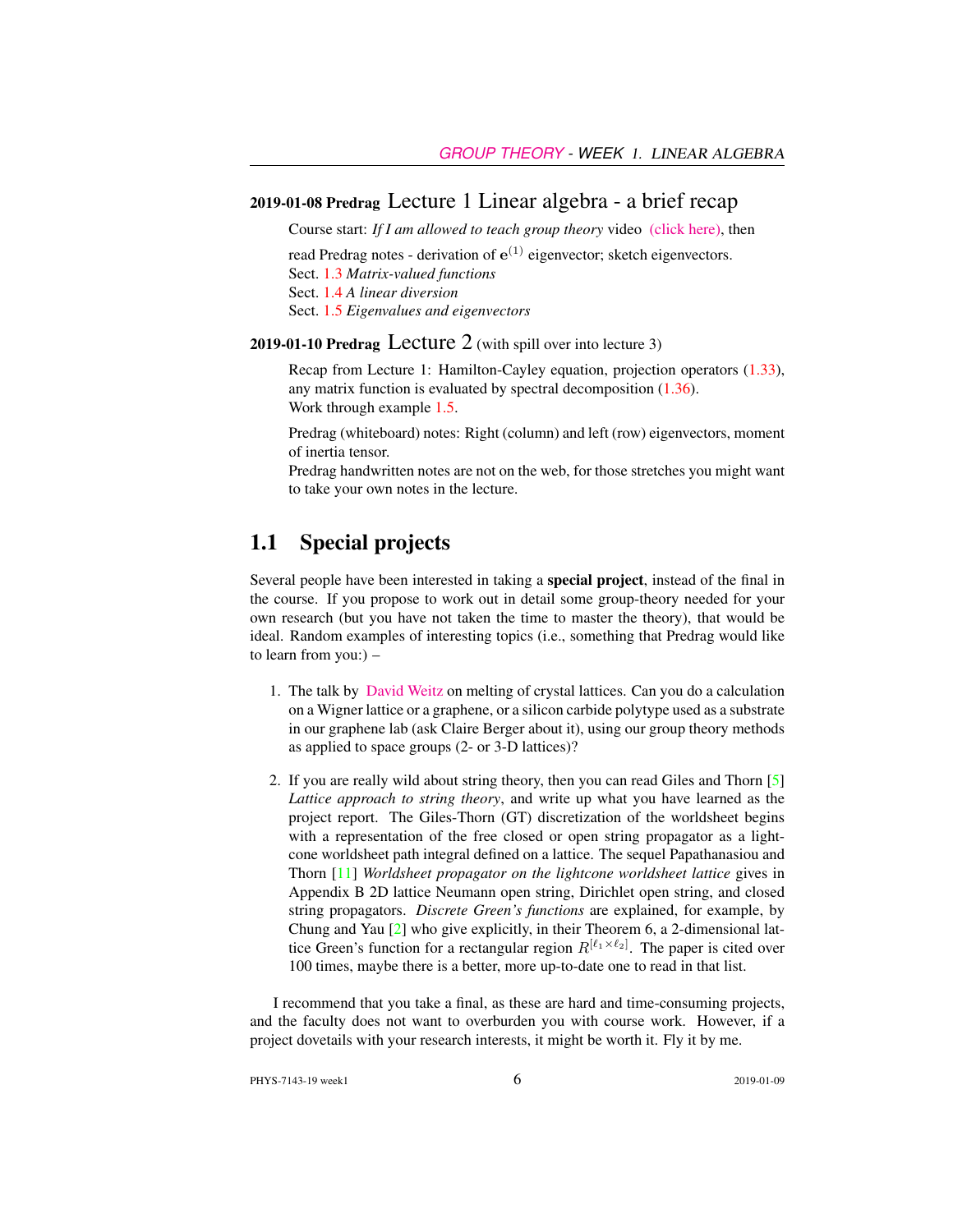**2019-01-08 Predrag** Lecture 1 Linear algebra - a brief recap

Course start: *If I am allowed to teach group theory* video (click here), then

read Predrag notes - derivation of $\mathbf{e}^{(1)}$ eigenvector; sketch eigenvectors.
Sect. 1.3 *Matrix-valued functions*
Sect. 1.4 *A linear diversion*
Sect. 1.5 *Eigenvalues and eigenvectors*

**2019-01-10 Predrag** Lecture 2 (with spill over into lecture 3)

Recap from Lecture 1: Hamilton-Cayley equation, projection operators (1.33), any matrix function is evaluated by spectral decomposition (1.36).
Work through example 1.5.

Predrag (whiteboard) notes: Right (column) and left (row) eigenvectors, moment of inertia tensor.
Predrag handwritten notes are not on the web, for those stretches you might want to take your own notes in the lecture.

## 1.1 Special projects

Several people have been interested in taking a **special project**, instead of the final in the course. If you propose to work out in detail some group-theory needed for your own research (but you have not taken the time to master the theory), that would be ideal. Random examples of interesting topics (i.e., something that Predrag would like to learn from you:) –

1. The talk by David Weitz on melting of crystal lattices. Can you do a calculation on a Wigner lattice or a graphene, or a silicon carbide polytype used as a substrate in our graphene lab (ask Claire Berger about it), using our group theory methods as applied to space groups (2- or 3-D lattices)?

2. If you are really wild about string theory, then you can read Giles and Thorn [5] *Lattice approach to string theory*, and write up what you have learned as the project report. The Giles-Thorn (GT) discretization of the worldsheet begins with a representation of the free closed or open string propagator as a light-cone worldsheet path integral defined on a lattice. The sequel Papathanasiou and Thorn [11] *Worldsheet propagator on the lightcone worldsheet lattice* gives in Appendix B 2D lattice Neumann open string, Dirichlet open string, and closed string propagators. *Discrete Green's functions* are explained, for example, by Chung and Yau [2] who give explicitly, in their Theorem 6, a 2-dimensional lattice Green's function for a rectangular region $R^{[\ell_1 \times \ell_2]}$. The paper is cited over 100 times, maybe there is a better, more up-to-date one to read in that list.

I recommend that you take a final, as these are hard and time-consuming projects, and the faculty does not want to overburden you with course work. However, if a project dovetails with your research interests, it might be worth it. Fly it by me.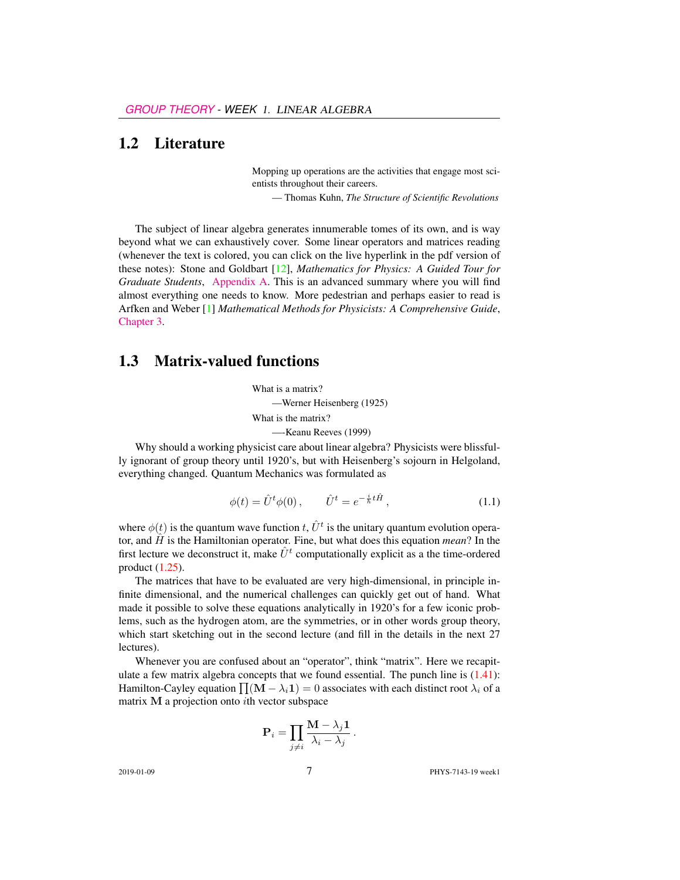## 1.2 Literature

> Mopping up operations are the activities that engage most scientists throughout their careers.
>
> — Thomas Kuhn, *The Structure of Scientific Revolutions*

The subject of linear algebra generates innumerable tomes of its own, and is way beyond what we can exhaustively cover. Some linear operators and matrices reading (whenever the text is colored, you can click on the live hyperlink in the pdf version of these notes): Stone and Goldbart [12], *Mathematics for Physics: A Guided Tour for Graduate Students*, Appendix A. This is an advanced summary where you will find almost everything one needs to know. More pedestrian and perhaps easier to read is Arfken and Weber [1] *Mathematical Methods for Physicists: A Comprehensive Guide*, Chapter 3.

## 1.3 Matrix-valued functions

> What is a matrix?
>
> —Werner Heisenberg (1925)
>
> What is the matrix?
>
> —-Keanu Reeves (1999)

Why should a working physicist care about linear algebra? Physicists were blissfully ignorant of group theory until 1920's, but with Heisenberg's sojourn in Helgoland, everything changed. Quantum Mechanics was formulated as

$$\phi(t) = \hat{U}^t \phi(0) \,, \qquad \hat{U}^t = e^{-\frac{i}{\hbar} t \hat{H}} \,, \tag{1.1}$$

where $\phi(t)$ is the quantum wave function $t$, $\hat{U}^t$ is the unitary quantum evolution operator, and $\hat{H}$ is the Hamiltonian operator. Fine, but what does this equation *mean*? In the first lecture we deconstruct it, make $\hat{U}^t$ computationally explicit as a the time-ordered product (1.25).

The matrices that have to be evaluated are very high-dimensional, in principle infinite dimensional, and the numerical challenges can quickly get out of hand. What made it possible to solve these equations analytically in 1920's for a few iconic problems, such as the hydrogen atom, are the symmetries, or in other words group theory, which start sketching out in the second lecture (and fill in the details in the next 27 lectures).

Whenever you are confused about an "operator", think "matrix". Here we recapitulate a few matrix algebra concepts that we found essential. The punch line is (1.41): Hamilton-Cayley equation $\prod(\mathbf{M} - \lambda_i \mathbf{1}) = 0$ associates with each distinct root $\lambda_i$ of a matrix $\mathbf{M}$ a projection onto $i$th vector subspace

$$\mathbf{P}_i = \prod_{j \neq i} \frac{\mathbf{M} - \lambda_j \mathbf{1}}{\lambda_i - \lambda_j} \,.$$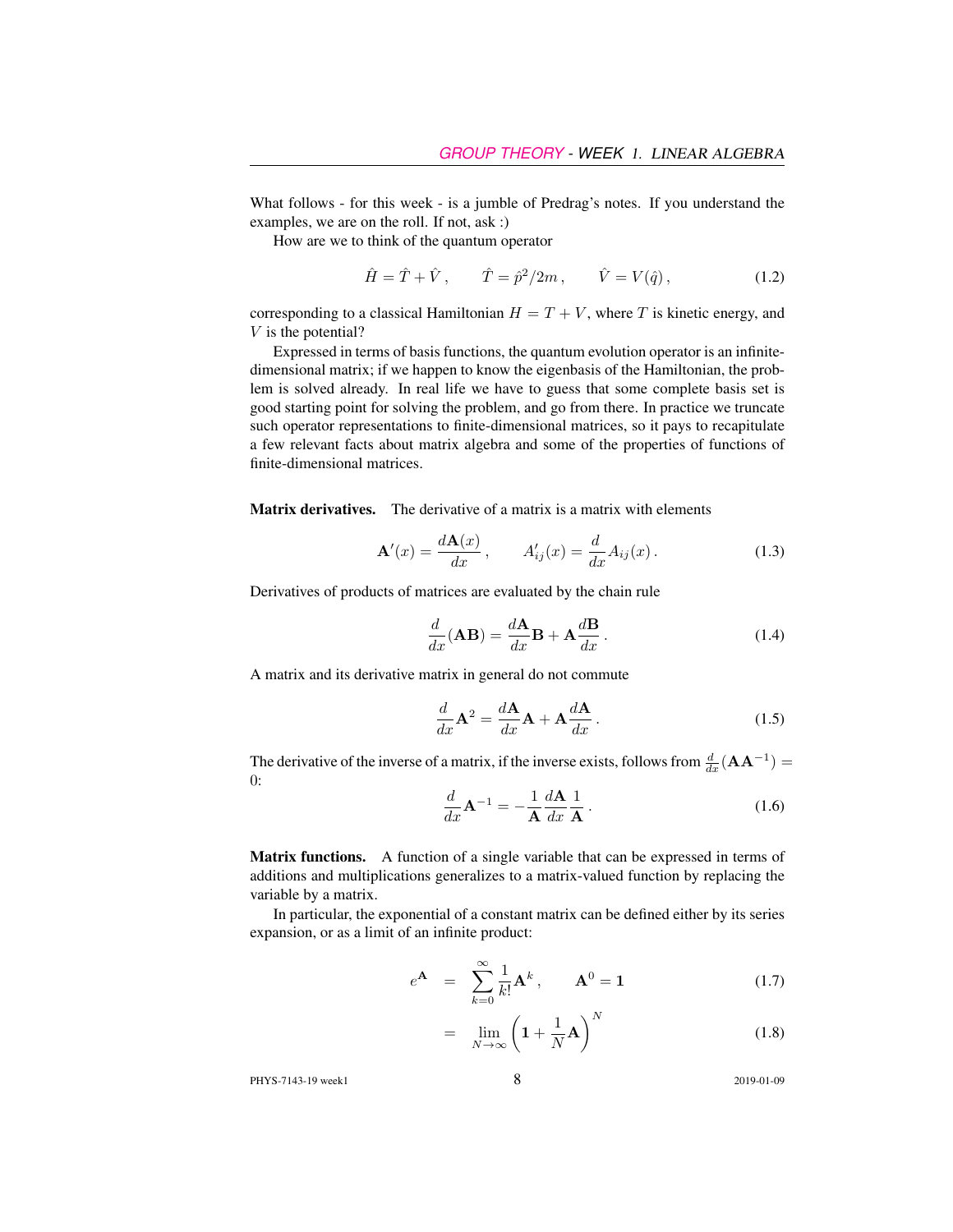What follows - for this week - is a jumble of Predrag's notes. If you understand the examples, we are on the roll. If not, ask :)

How are we to think of the quantum operator

$$\hat{H} = \hat{T} + \hat{V}\,, \qquad \hat{T} = \hat{p}^2/2m\,, \qquad \hat{V} = V(\hat{q})\,, \tag{1.2}$$

corresponding to a classical Hamiltonian $H = T + V$, where $T$ is kinetic energy, and $V$ is the potential?

Expressed in terms of basis functions, the quantum evolution operator is an infinite-dimensional matrix; if we happen to know the eigenbasis of the Hamiltonian, the problem is solved already. In real life we have to guess that some complete basis set is good starting point for solving the problem, and go from there. In practice we truncate such operator representations to finite-dimensional matrices, so it pays to recapitulate a few relevant facts about matrix algebra and some of the properties of functions of finite-dimensional matrices.

**Matrix derivatives.** The derivative of a matrix is a matrix with elements

$$\mathbf{A}'(x) = \frac{d\mathbf{A}(x)}{dx}\,, \qquad A'_{ij}(x) = \frac{d}{dx}A_{ij}(x)\,. \tag{1.3}$$

Derivatives of products of matrices are evaluated by the chain rule

$$\frac{d}{dx}(\mathbf{AB}) = \frac{d\mathbf{A}}{dx}\mathbf{B} + \mathbf{A}\frac{d\mathbf{B}}{dx}\,. \tag{1.4}$$

A matrix and its derivative matrix in general do not commute

$$\frac{d}{dx}\mathbf{A}^2 = \frac{d\mathbf{A}}{dx}\mathbf{A} + \mathbf{A}\frac{d\mathbf{A}}{dx}\,. \tag{1.5}$$

The derivative of the inverse of a matrix, if the inverse exists, follows from $\frac{d}{dx}(\mathbf{A}\mathbf{A}^{-1}) = 0$:

$$\frac{d}{dx}\mathbf{A}^{-1} = -\frac{1}{\mathbf{A}}\frac{d\mathbf{A}}{dx}\frac{1}{\mathbf{A}}\,. \tag{1.6}$$

**Matrix functions.** A function of a single variable that can be expressed in terms of additions and multiplications generalizes to a matrix-valued function by replacing the variable by a matrix.

In particular, the exponential of a constant matrix can be defined either by its series expansion, or as a limit of an infinite product:

$$e^{\mathbf{A}} = \sum_{k=0}^{\infty}\frac{1}{k!}\mathbf{A}^k\,, \qquad \mathbf{A}^0 = \mathbf{1} \tag{1.7}$$

$$= \lim_{N\to\infty}\left(\mathbf{1} + \frac{1}{N}\mathbf{A}\right)^N \tag{1.8}$$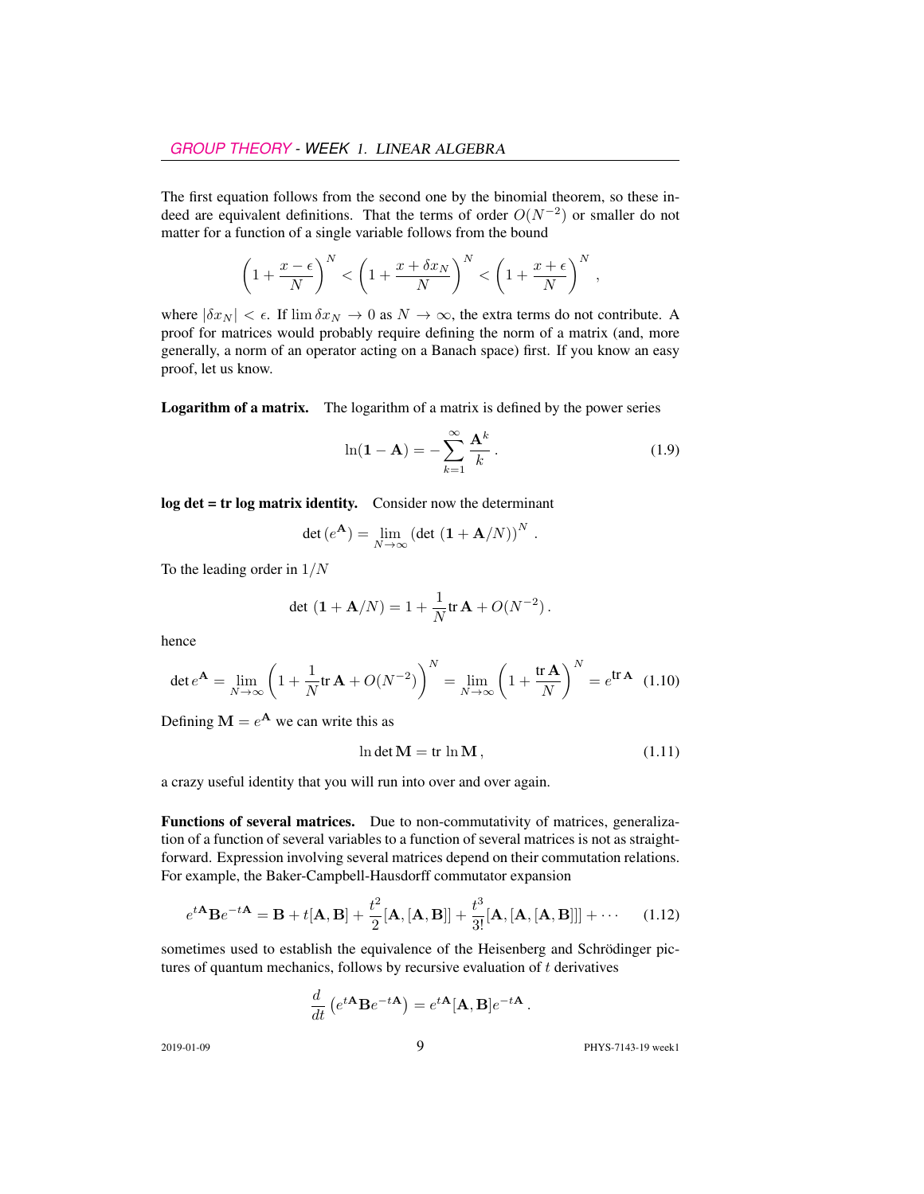The first equation follows from the second one by the binomial theorem, so these indeed are equivalent definitions. That the terms of order $O(N^{-2})$ or smaller do not matter for a function of a single variable follows from the bound

$$\left(1 + \frac{x - \epsilon}{N}\right)^N < \left(1 + \frac{x + \delta x_N}{N}\right)^N < \left(1 + \frac{x + \epsilon}{N}\right)^N ,$$

where $|\delta x_N| < \epsilon$. If $\lim \delta x_N \to 0$ as $N \to \infty$, the extra terms do not contribute. A proof for matrices would probably require defining the norm of a matrix (and, more generally, a norm of an operator acting on a Banach space) first. If you know an easy proof, let us know.

**Logarithm of a matrix.** The logarithm of a matrix is defined by the power series

$$\ln(\mathbf{1} - \mathbf{A}) = -\sum_{k=1}^{\infty} \frac{\mathbf{A}^k}{k} . \tag{1.9}$$

**log det = tr log matrix identity.** Consider now the determinant

$$\det\left(e^{\mathbf{A}}\right) = \lim_{N\to\infty} \left(\det\left(\mathbf{1} + \mathbf{A}/N\right)\right)^N .$$

To the leading order in $1/N$

$$\det\left(\mathbf{1} + \mathbf{A}/N\right) = 1 + \frac{1}{N}\mathrm{tr}\,\mathbf{A} + O(N^{-2}) .$$

hence

$$\det e^{\mathbf{A}} = \lim_{N\to\infty}\left(1 + \frac{1}{N}\mathrm{tr}\,\mathbf{A} + O(N^{-2})\right)^N = \lim_{N\to\infty}\left(1 + \frac{\mathrm{tr}\,\mathbf{A}}{N}\right)^N = e^{\mathrm{tr}\,\mathbf{A}} \tag{1.10}$$

Defining $\mathbf{M} = e^{\mathbf{A}}$ we can write this as

$$\ln\det\mathbf{M} = \mathrm{tr}\,\ln\mathbf{M} , \tag{1.11}$$

a crazy useful identity that you will run into over and over again.

**Functions of several matrices.** Due to non-commutativity of matrices, generalization of a function of several variables to a function of several matrices is not as straightforward. Expression involving several matrices depend on their commutation relations. For example, the Baker-Campbell-Hausdorff commutator expansion

$$e^{t\mathbf{A}}\mathbf{B}e^{-t\mathbf{A}} = \mathbf{B} + t[\mathbf{A},\mathbf{B}] + \frac{t^2}{2}[\mathbf{A},[\mathbf{A},\mathbf{B}]] + \frac{t^3}{3!}[\mathbf{A},[\mathbf{A},[\mathbf{A},\mathbf{B}]]] + \cdots \tag{1.12}$$

sometimes used to establish the equivalence of the Heisenberg and Schrödinger pictures of quantum mechanics, follows by recursive evaluation of $t$ derivatives

$$\frac{d}{dt}\left(e^{t\mathbf{A}}\mathbf{B}e^{-t\mathbf{A}}\right) = e^{t\mathbf{A}}[\mathbf{A},\mathbf{B}]e^{-t\mathbf{A}} .$$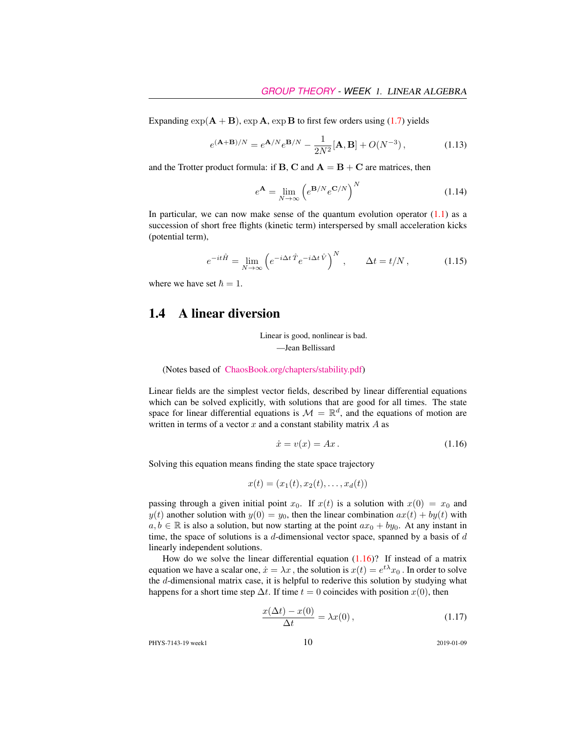Expanding $\exp(\mathbf{A}+\mathbf{B})$, $\exp \mathbf{A}$, $\exp \mathbf{B}$ to first few orders using (1.7) yields

$$e^{(\mathbf{A}+\mathbf{B})/N} = e^{\mathbf{A}/N} e^{\mathbf{B}/N} - \frac{1}{2N^2}[\mathbf{A}, \mathbf{B}] + O(N^{-3}) , \tag{1.13}$$

and the Trotter product formula: if $\mathbf{B}$, $\mathbf{C}$ and $\mathbf{A} = \mathbf{B} + \mathbf{C}$ are matrices, then

$$e^{\mathbf{A}} = \lim_{N\to\infty} \left( e^{\mathbf{B}/N} e^{\mathbf{C}/N} \right)^N \tag{1.14}$$

In particular, we can now make sense of the quantum evolution operator (1.1) as a succession of short free flights (kinetic term) interspersed by small acceleration kicks (potential term),

$$e^{-it\hat{H}} = \lim_{N\to\infty} \left( e^{-i\Delta t\, \hat{T}} e^{-i\Delta t\, \hat{V}} \right)^N , \qquad \Delta t = t/N , \tag{1.15}$$

where we have set $\hbar = 1$.

## 1.4 A linear diversion

> Linear is good, nonlinear is bad.
> —Jean Bellissard

(Notes based of ChaosBook.org/chapters/stability.pdf)

Linear fields are the simplest vector fields, described by linear differential equations which can be solved explicitly, with solutions that are good for all times. The state space for linear differential equations is $\mathcal{M} = \mathbb{R}^d$, and the equations of motion are written in terms of a vector $x$ and a constant stability matrix $A$ as

$$\dot{x} = v(x) = Ax . \tag{1.16}$$

Solving this equation means finding the state space trajectory

$$x(t) = (x_1(t), x_2(t), \ldots, x_d(t))$$

passing through a given initial point $x_0$. If $x(t)$ is a solution with $x(0) = x_0$ and $y(t)$ another solution with $y(0) = y_0$, then the linear combination $ax(t) + by(t)$ with $a, b \in \mathbb{R}$ is also a solution, but now starting at the point $ax_0 + by_0$. At any instant in time, the space of solutions is a $d$-dimensional vector space, spanned by a basis of $d$ linearly independent solutions.

How do we solve the linear differential equation (1.16)? If instead of a matrix equation we have a scalar one, $\dot{x} = \lambda x$ , the solution is $x(t) = e^{t\lambda} x_0$ . In order to solve the $d$-dimensional matrix case, it is helpful to rederive this solution by studying what happens for a short time step $\Delta t$. If time $t = 0$ coincides with position $x(0)$, then

$$\frac{x(\Delta t) - x(0)}{\Delta t} = \lambda x(0) , \tag{1.17}$$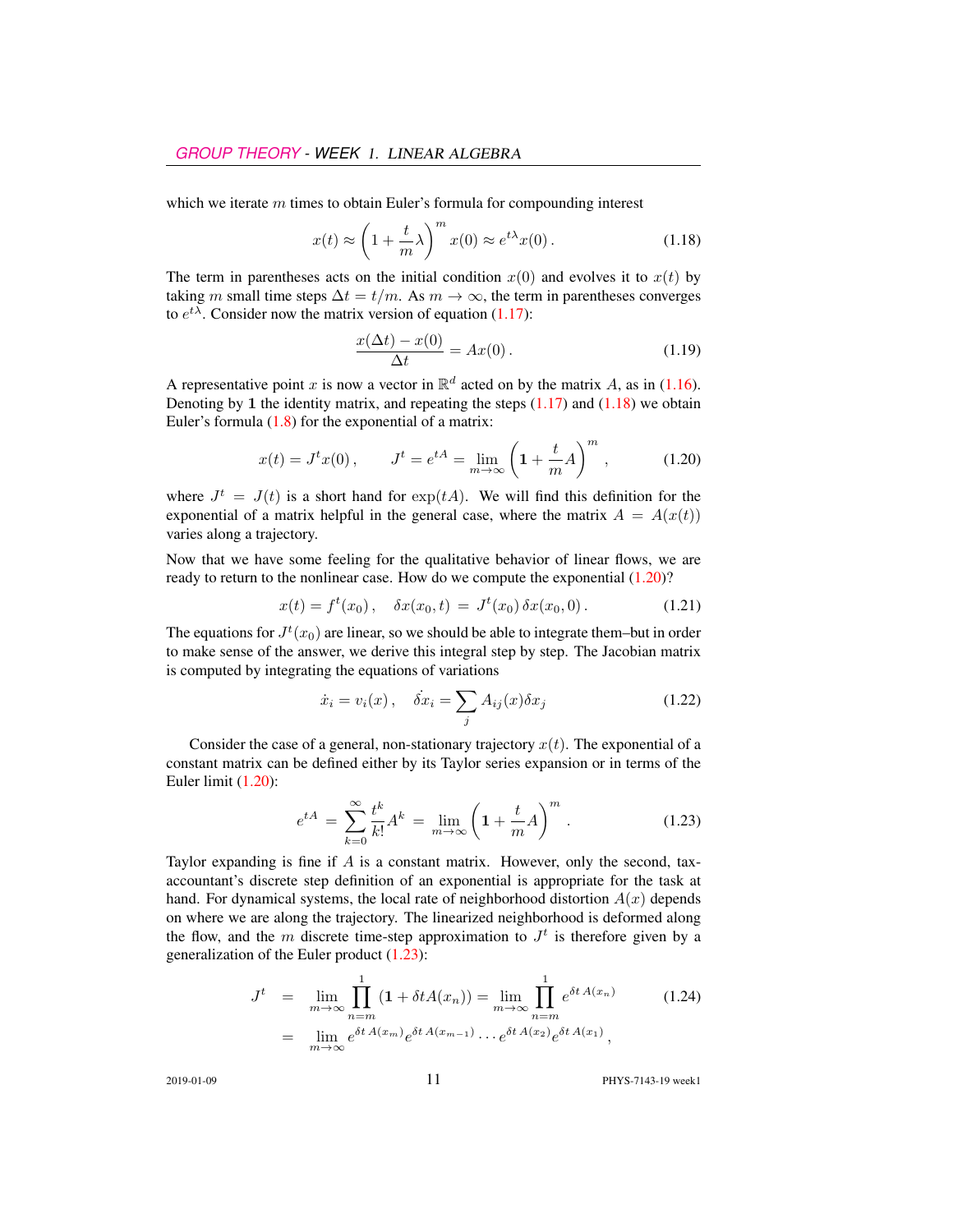which we iterate $m$ times to obtain Euler's formula for compounding interest

$$x(t) \approx \left(1 + \frac{t}{m}\lambda\right)^m x(0) \approx e^{t\lambda} x(0) \,. \tag{1.18}$$

The term in parentheses acts on the initial condition $x(0)$ and evolves it to $x(t)$ by taking $m$ small time steps $\Delta t = t/m$. As $m \to \infty$, the term in parentheses converges to $e^{t\lambda}$. Consider now the matrix version of equation (1.17):

$$\frac{x(\Delta t) - x(0)}{\Delta t} = A x(0) \,. \tag{1.19}$$

A representative point $x$ is now a vector in $\mathbb{R}^d$ acted on by the matrix $A$, as in (1.16). Denoting by $\mathbf{1}$ the identity matrix, and repeating the steps (1.17) and (1.18) we obtain Euler's formula (1.8) for the exponential of a matrix:

$$x(t) = J^t x(0) \,, \qquad J^t = e^{tA} = \lim_{m\to\infty} \left(\mathbf{1} + \frac{t}{m} A\right)^m \,, \tag{1.20}$$

where $J^t = J(t)$ is a short hand for $\exp(tA)$. We will find this definition for the exponential of a matrix helpful in the general case, where the matrix $A = A(x(t))$ varies along a trajectory.

Now that we have some feeling for the qualitative behavior of linear flows, we are ready to return to the nonlinear case. How do we compute the exponential (1.20)?

$$x(t) = f^t(x_0) \,, \quad \delta x(x_0, t) \;=\; J^t(x_0)\, \delta x(x_0, 0) \,. \tag{1.21}$$

The equations for $J^t(x_0)$ are linear, so we should be able to integrate them–but in order to make sense of the answer, we derive this integral step by step. The Jacobian matrix is computed by integrating the equations of variations

$$\dot{x}_i = v_i(x) \,, \quad \dot{\delta x}_i = \sum_j A_{ij}(x) \delta x_j \tag{1.22}$$

Consider the case of a general, non-stationary trajectory $x(t)$. The exponential of a constant matrix can be defined either by its Taylor series expansion or in terms of the Euler limit (1.20):

$$e^{tA} \;=\; \sum_{k=0}^{\infty} \frac{t^k}{k!} A^k \;=\; \lim_{m\to\infty} \left(\mathbf{1} + \frac{t}{m} A\right)^m \,. \tag{1.23}$$

Taylor expanding is fine if $A$ is a constant matrix. However, only the second, tax-accountant's discrete step definition of an exponential is appropriate for the task at hand. For dynamical systems, the local rate of neighborhood distortion $A(x)$ depends on where we are along the trajectory. The linearized neighborhood is deformed along the flow, and the $m$ discrete time-step approximation to $J^t$ is therefore given by a generalization of the Euler product (1.23):

$$\begin{aligned} J^t &= \lim_{m\to\infty} \prod_{n=m}^{1} (\mathbf{1} + \delta t A(x_n)) = \lim_{m\to\infty} \prod_{n=m}^{1} e^{\delta t\, A(x_n)} \\ &= \lim_{m\to\infty} e^{\delta t\, A(x_m)} e^{\delta t\, A(x_{m-1})} \cdots e^{\delta t\, A(x_2)} e^{\delta t\, A(x_1)} \,, \end{aligned} \tag{1.24}$$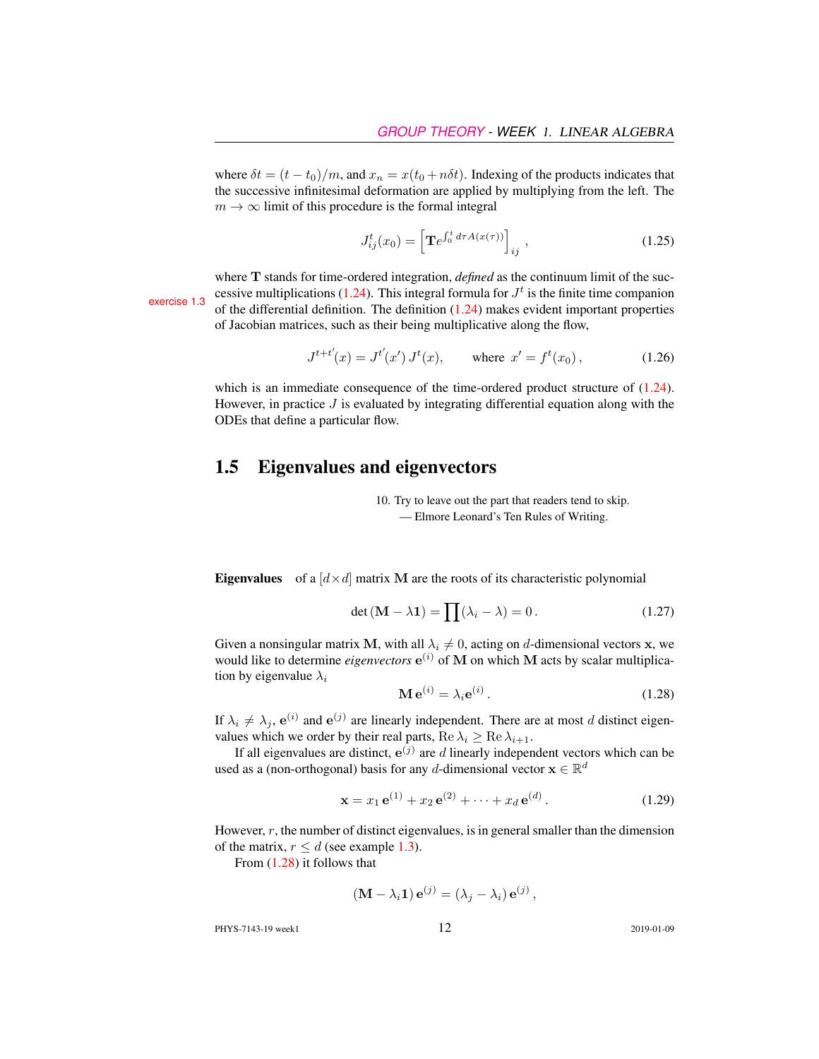where $\delta t = (t - t_0)/m$, and $x_n = x(t_0 + n\delta t)$. Indexing of the products indicates that the successive infinitesimal deformation are applied by multiplying from the left. The $m \to \infty$ limit of this procedure is the formal integral

$$J^t_{ij}(x_0) = \left[\mathbf{T} e^{\int_0^t d\tau A(x(\tau))}\right]_{ij}, \tag{1.25}$$

where $\mathbf{T}$ stands for time-ordered integration, *defined* as the continuum limit of the successive multiplications (1.24). This integral formula for $J^t$ is the finite time companion of the differential definition. The definition (1.24) makes evident important properties of Jacobian matrices, such as their being multiplicative along the flow,

exercise 1.3

$$J^{t+t'}(x) = J^{t'}(x')\, J^t(x), \qquad \text{where } x' = f^t(x_0)\,, \tag{1.26}$$

which is an immediate consequence of the time-ordered product structure of (1.24). However, in practice $J$ is evaluated by integrating differential equation along with the ODEs that define a particular flow.

## 1.5 Eigenvalues and eigenvectors

10. Try to leave out the part that readers tend to skip.
— Elmore Leonard's Ten Rules of Writing.

**Eigenvalues** of a $[d \times d]$ matrix $\mathbf{M}$ are the roots of its characteristic polynomial

$$\det(\mathbf{M} - \lambda \mathbf{1}) = \prod (\lambda_i - \lambda) = 0\,. \tag{1.27}$$

Given a nonsingular matrix $\mathbf{M}$, with all $\lambda_i \neq 0$, acting on $d$-dimensional vectors $\mathbf{x}$, we would like to determine *eigenvectors* $\mathbf{e}^{(i)}$ of $\mathbf{M}$ on which $\mathbf{M}$ acts by scalar multiplication by eigenvalue $\lambda_i$

$$\mathbf{M}\,\mathbf{e}^{(i)} = \lambda_i \mathbf{e}^{(i)}\,. \tag{1.28}$$

If $\lambda_i \neq \lambda_j$, $\mathbf{e}^{(i)}$ and $\mathbf{e}^{(j)}$ are linearly independent. There are at most $d$ distinct eigenvalues which we order by their real parts, $\mathrm{Re}\,\lambda_i \geq \mathrm{Re}\,\lambda_{i+1}$.

If all eigenvalues are distinct, $\mathbf{e}^{(j)}$ are $d$ linearly independent vectors which can be used as a (non-orthogonal) basis for any $d$-dimensional vector $\mathbf{x} \in \mathbb{R}^d$

$$\mathbf{x} = x_1\,\mathbf{e}^{(1)} + x_2\,\mathbf{e}^{(2)} + \cdots + x_d\,\mathbf{e}^{(d)}\,. \tag{1.29}$$

However, $r$, the number of distinct eigenvalues, is in general smaller than the dimension of the matrix, $r \leq d$ (see example 1.3).

From (1.28) it follows that

$$(\mathbf{M} - \lambda_i \mathbf{1})\,\mathbf{e}^{(j)} = (\lambda_j - \lambda_i)\,\mathbf{e}^{(j)}\,,$$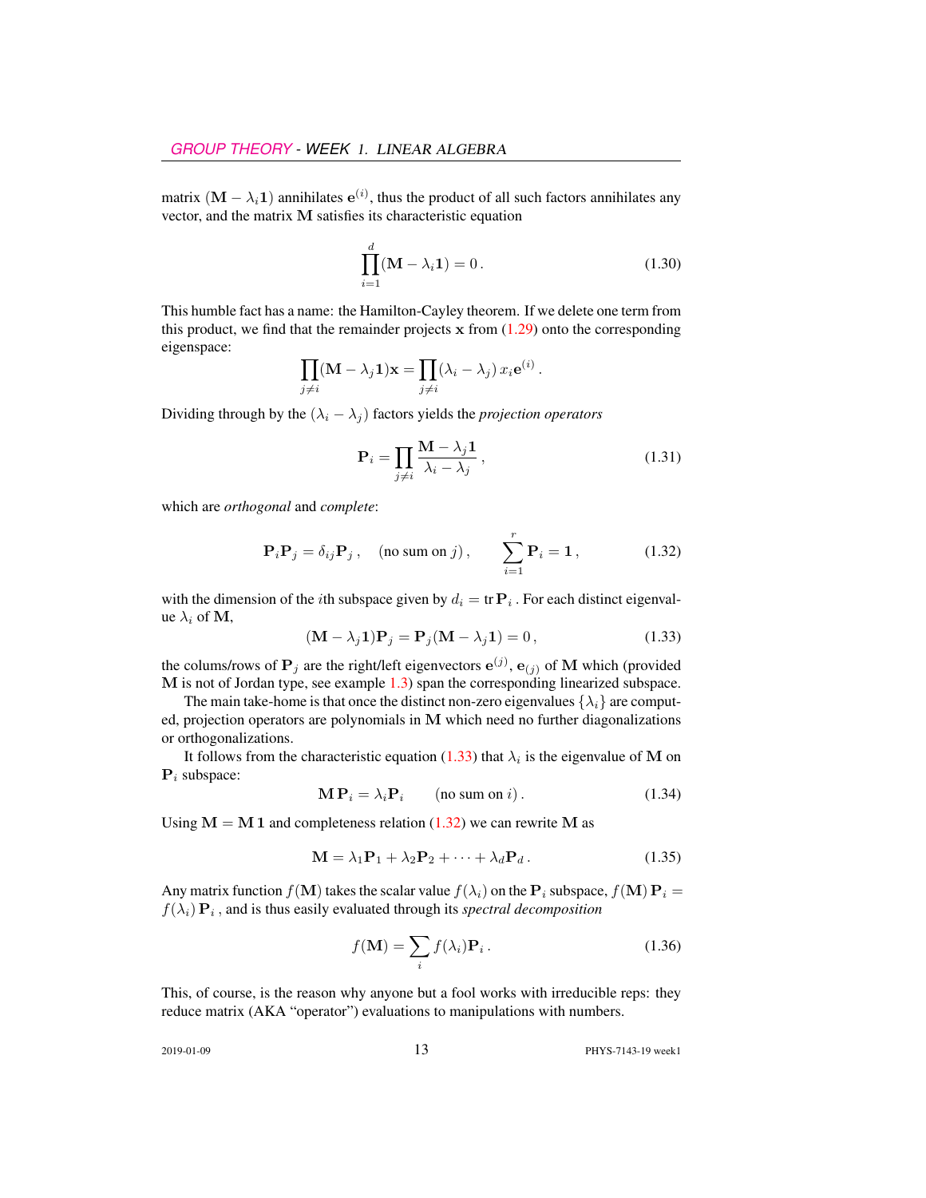matrix $(\mathbf{M} - \lambda_i \mathbf{1})$ annihilates $\mathbf{e}^{(i)}$, thus the product of all such factors annihilates any vector, and the matrix $\mathbf{M}$ satisfies its characteristic equation

$$\prod_{i=1}^{d} (\mathbf{M} - \lambda_i \mathbf{1}) = 0 \,. \tag{1.30}$$

This humble fact has a name: the Hamilton-Cayley theorem. If we delete one term from this product, we find that the remainder projects $\mathbf{x}$ from (1.29) onto the corresponding eigenspace:

$$\prod_{j \neq i} (\mathbf{M} - \lambda_j \mathbf{1}) \mathbf{x} = \prod_{j \neq i} (\lambda_i - \lambda_j) \, x_i \mathbf{e}^{(i)} \,.$$

Dividing through by the $(\lambda_i - \lambda_j)$ factors yields the *projection operators*

$$\mathbf{P}_i = \prod_{j \neq i} \frac{\mathbf{M} - \lambda_j \mathbf{1}}{\lambda_i - \lambda_j} \,, \tag{1.31}$$

which are *orthogonal* and *complete*:

$$\mathbf{P}_i \mathbf{P}_j = \delta_{ij} \mathbf{P}_j \,, \quad (\text{no sum on } j) \,, \qquad \sum_{i=1}^{r} \mathbf{P}_i = \mathbf{1} \,, \tag{1.32}$$

with the dimension of the $i$th subspace given by $d_i = \operatorname{tr} \mathbf{P}_i$ . For each distinct eigenvalue $\lambda_i$ of $\mathbf{M}$,

$$(\mathbf{M} - \lambda_j \mathbf{1}) \mathbf{P}_j = \mathbf{P}_j (\mathbf{M} - \lambda_j \mathbf{1}) = 0 \,, \tag{1.33}$$

the colums/rows of $\mathbf{P}_j$ are the right/left eigenvectors $\mathbf{e}^{(j)}$, $\mathbf{e}_{(j)}$ of $\mathbf{M}$ which (provided $\mathbf{M}$ is not of Jordan type, see example 1.3) span the corresponding linearized subspace.

The main take-home is that once the distinct non-zero eigenvalues $\{\lambda_i\}$ are computed, projection operators are polynomials in $\mathbf{M}$ which need no further diagonalizations or orthogonalizations.

It follows from the characteristic equation (1.33) that $\lambda_i$ is the eigenvalue of $\mathbf{M}$ on $\mathbf{P}_i$ subspace:

$$\mathbf{M} \, \mathbf{P}_i = \lambda_i \mathbf{P}_i \qquad (\text{no sum on } i) \,. \tag{1.34}$$

Using $\mathbf{M} = \mathbf{M} \, \mathbf{1}$ and completeness relation (1.32) we can rewrite $\mathbf{M}$ as

$$\mathbf{M} = \lambda_1 \mathbf{P}_1 + \lambda_2 \mathbf{P}_2 + \cdots + \lambda_d \mathbf{P}_d \,. \tag{1.35}$$

Any matrix function $f(\mathbf{M})$ takes the scalar value $f(\lambda_i)$ on the $\mathbf{P}_i$ subspace, $f(\mathbf{M}) \, \mathbf{P}_i = f(\lambda_i) \, \mathbf{P}_i$ , and is thus easily evaluated through its *spectral decomposition*

$$f(\mathbf{M}) = \sum_i f(\lambda_i) \mathbf{P}_i \,. \tag{1.36}$$

This, of course, is the reason why anyone but a fool works with irreducible reps: they reduce matrix (AKA "operator") evaluations to manipulations with numbers.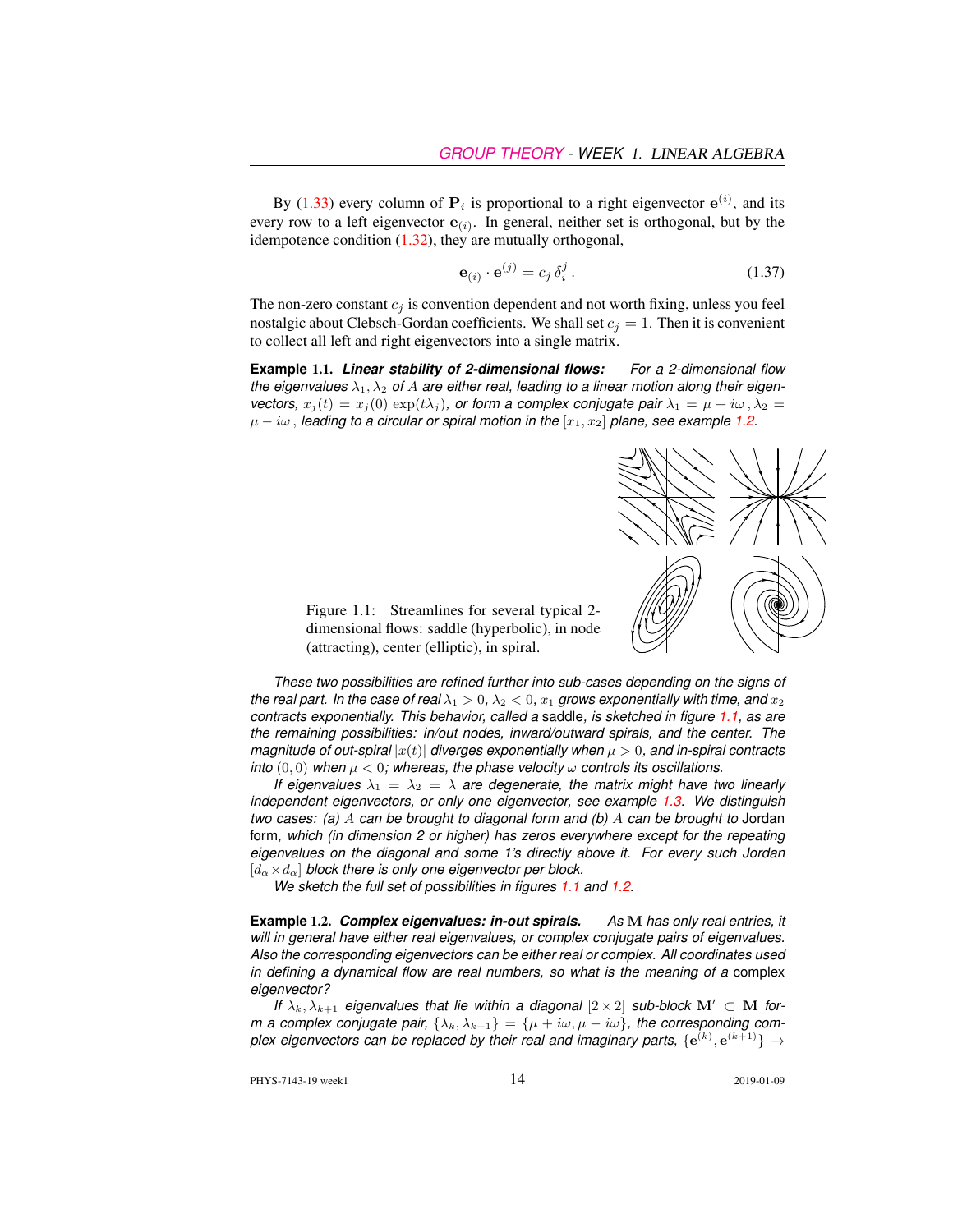By (1.33) every column of $\mathbf{P}_i$ is proportional to a right eigenvector $\mathbf{e}^{(i)}$, and its every row to a left eigenvector $\mathbf{e}_{(i)}$. In general, neither set is orthogonal, but by the idempotence condition (1.32), they are mutually orthogonal,

$$\mathbf{e}_{(i)} \cdot \mathbf{e}^{(j)} = c_j \, \delta_i^j \,. \tag{1.37}$$

The non-zero constant $c_j$ is convention dependent and not worth fixing, unless you feel nostalgic about Clebsch-Gordan coefficients. We shall set $c_j = 1$. Then it is convenient to collect all left and right eigenvectors into a single matrix.

**Example 1.1.** ***Linear stability of 2-dimensional flows:*** *For a 2-dimensional flow the eigenvalues $\lambda_1, \lambda_2$ of $A$ are either real, leading to a linear motion along their eigenvectors, $x_j(t) = x_j(0)\exp(t\lambda_j)$, or form a complex conjugate pair $\lambda_1 = \mu + i\omega\,, \lambda_2 = \mu - i\omega\,$, leading to a circular or spiral motion in the $[x_1, x_2]$ plane, see example 1.2.*

Figure 1.1: Streamlines for several typical 2-dimensional flows: saddle (hyperbolic), in node (attracting), center (elliptic), in spiral.

*These two possibilities are refined further into sub-cases depending on the signs of the real part. In the case of real $\lambda_1 > 0$, $\lambda_2 < 0$, $x_1$ grows exponentially with time, and $x_2$ contracts exponentially. This behavior, called a* saddle*, is sketched in figure 1.1, as are the remaining possibilities: in/out nodes, inward/outward spirals, and the center. The magnitude of out-spiral $|x(t)|$ diverges exponentially when $\mu > 0$, and in-spiral contracts into $(0, 0)$ when $\mu < 0$; whereas, the phase velocity $\omega$ controls its oscillations.*

*If eigenvalues $\lambda_1 = \lambda_2 = \lambda$ are degenerate, the matrix might have two linearly independent eigenvectors, or only one eigenvector, see example 1.3. We distinguish two cases: (a) $A$ can be brought to diagonal form and (b) $A$ can be brought to* Jordan form*, which (in dimension 2 or higher) has zeros everywhere except for the repeating eigenvalues on the diagonal and some 1's directly above it. For every such Jordan $[d_\alpha \times d_\alpha]$ block there is only one eigenvector per block.*

*We sketch the full set of possibilities in figures 1.1 and 1.2.*

**Example 1.2.** ***Complex eigenvalues: in-out spirals.*** *As $\mathbf{M}$ has only real entries, it will in general have either real eigenvalues, or complex conjugate pairs of eigenvalues. Also the corresponding eigenvectors can be either real or complex. All coordinates used in defining a dynamical flow are real numbers, so what is the meaning of a* complex *eigenvector?*

*If $\lambda_k, \lambda_{k+1}$ eigenvalues that lie within a diagonal $[2\times 2]$ sub-block $\mathbf{M}' \subset \mathbf{M}$ form a complex conjugate pair, $\{\lambda_k, \lambda_{k+1}\} = \{\mu + i\omega, \mu - i\omega\}$, the corresponding complex eigenvectors can be replaced by their real and imaginary parts, $\{\mathbf{e}^{(k)}, \mathbf{e}^{(k+1)}\} \rightarrow$*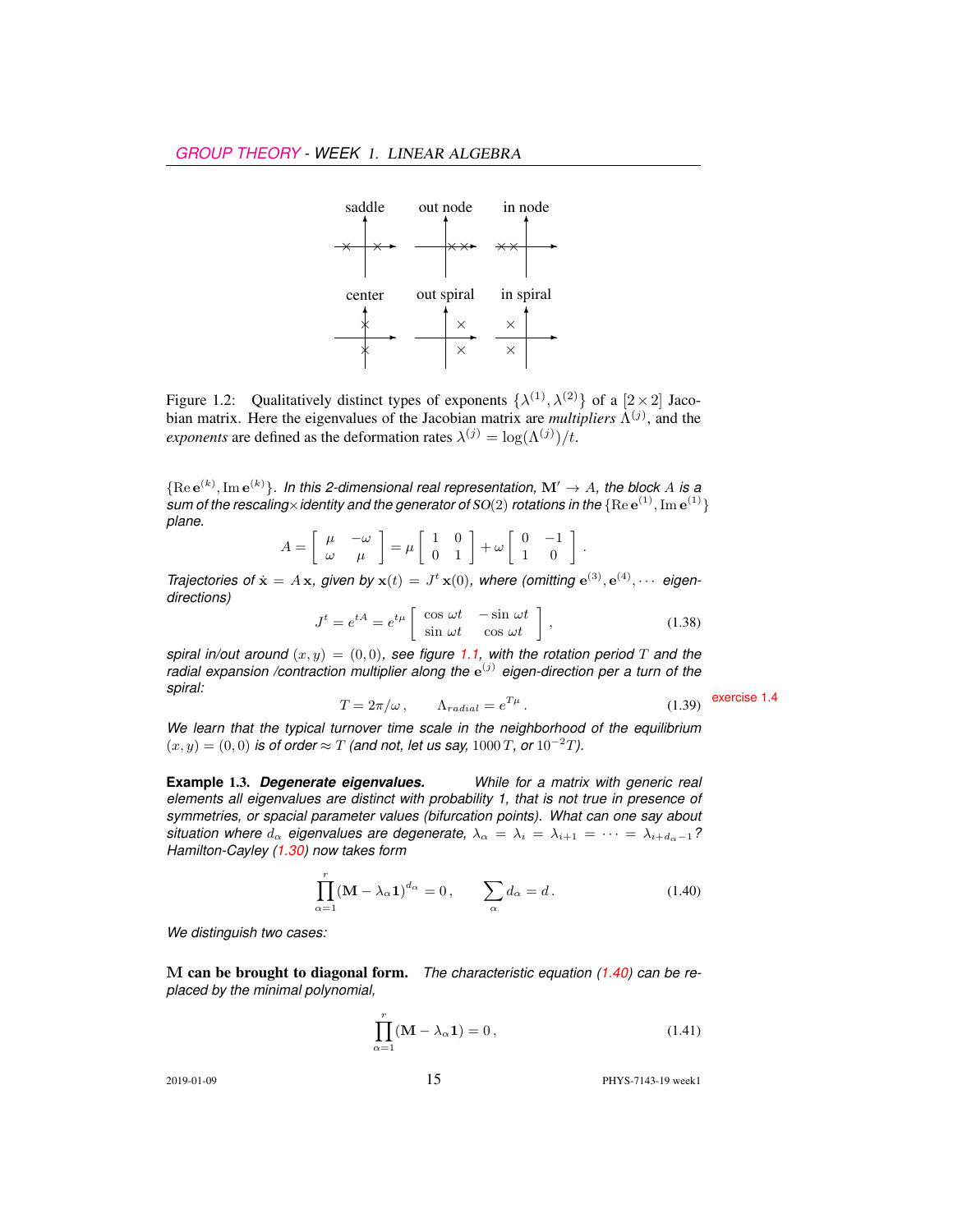saddle   out node   in node

center   out spiral   in spiral

Figure 1.2: Qualitatively distinct types of exponents $\{\lambda^{(1)}, \lambda^{(2)}\}$ of a $[2\times 2]$ Jacobian matrix. Here the eigenvalues of the Jacobian matrix are *multipliers* $\Lambda^{(j)}$, and the *exponents* are defined as the deformation rates $\lambda^{(j)} = \log(\Lambda^{(j)})/t$.

$\{\mathrm{Re}\,\mathbf{e}^{(k)}, \mathrm{Im}\,\mathbf{e}^{(k)}\}$. *In this 2-dimensional real representation,* $\mathbf{M}' \to A$*, the block* $A$ *is a sum of the rescaling×identity and the generator of* $SO(2)$ *rotations in the* $\{\mathrm{Re}\,\mathbf{e}^{(1)}, \mathrm{Im}\,\mathbf{e}^{(1)}\}$ *plane.*

$$A = \begin{bmatrix} \mu & -\omega \\ \omega & \mu \end{bmatrix} = \mu \begin{bmatrix} 1 & 0 \\ 0 & 1 \end{bmatrix} + \omega \begin{bmatrix} 0 & -1 \\ 1 & 0 \end{bmatrix} .$$

*Trajectories of* $\dot{\mathbf{x}} = A\,\mathbf{x}$*, given by* $\mathbf{x}(t) = J^t\,\mathbf{x}(0)$*, where (omitting* $\mathbf{e}^{(3)}, \mathbf{e}^{(4)}, \cdots$ *eigen-directions)*

$$J^t = e^{tA} = e^{t\mu} \begin{bmatrix} \cos\,\omega t & -\sin\,\omega t \\ \sin\,\omega t & \cos\,\omega t \end{bmatrix} , \tag{1.38}$$

*spiral in/out around* $(x,y) = (0,0)$*, see figure 1.1, with the rotation period* $T$ *and the radial expansion /contraction multiplier along the* $\mathbf{e}^{(j)}$ *eigen-direction per a turn of the spiral:*

$$T = 2\pi/\omega\,, \qquad \Lambda_{radial} = e^{T\mu}\,. \tag{1.39}$$

exercise 1.4

*We learn that the typical turnover time scale in the neighborhood of the equilibrium* $(x,y) = (0,0)$ *is of order* $\approx T$ *(and not, let us say,* $1000\,T$*, or* $10^{-2}T$*).*

**Example 1.3.** ***Degenerate eigenvalues.*** *While for a matrix with generic real elements all eigenvalues are distinct with probability 1, that is not true in presence of symmetries, or spacial parameter values (bifurcation points). What can one say about situation where* $d_\alpha$ *eigenvalues are degenerate,* $\lambda_\alpha = \lambda_i = \lambda_{i+1} = \cdots = \lambda_{i+d_\alpha-1}$*? Hamilton-Cayley (1.30) now takes form*

$$\prod_{\alpha=1}^{r} (\mathbf{M} - \lambda_\alpha \mathbf{1})^{d_\alpha} = 0\,, \qquad \sum_\alpha d_\alpha = d\,. \tag{1.40}$$

*We distinguish two cases:*

**M can be brought to diagonal form.** *The characteristic equation (1.40) can be replaced by the minimal polynomial,*

$$\prod_{\alpha=1}^{r} (\mathbf{M} - \lambda_\alpha \mathbf{1}) = 0\,, \tag{1.41}$$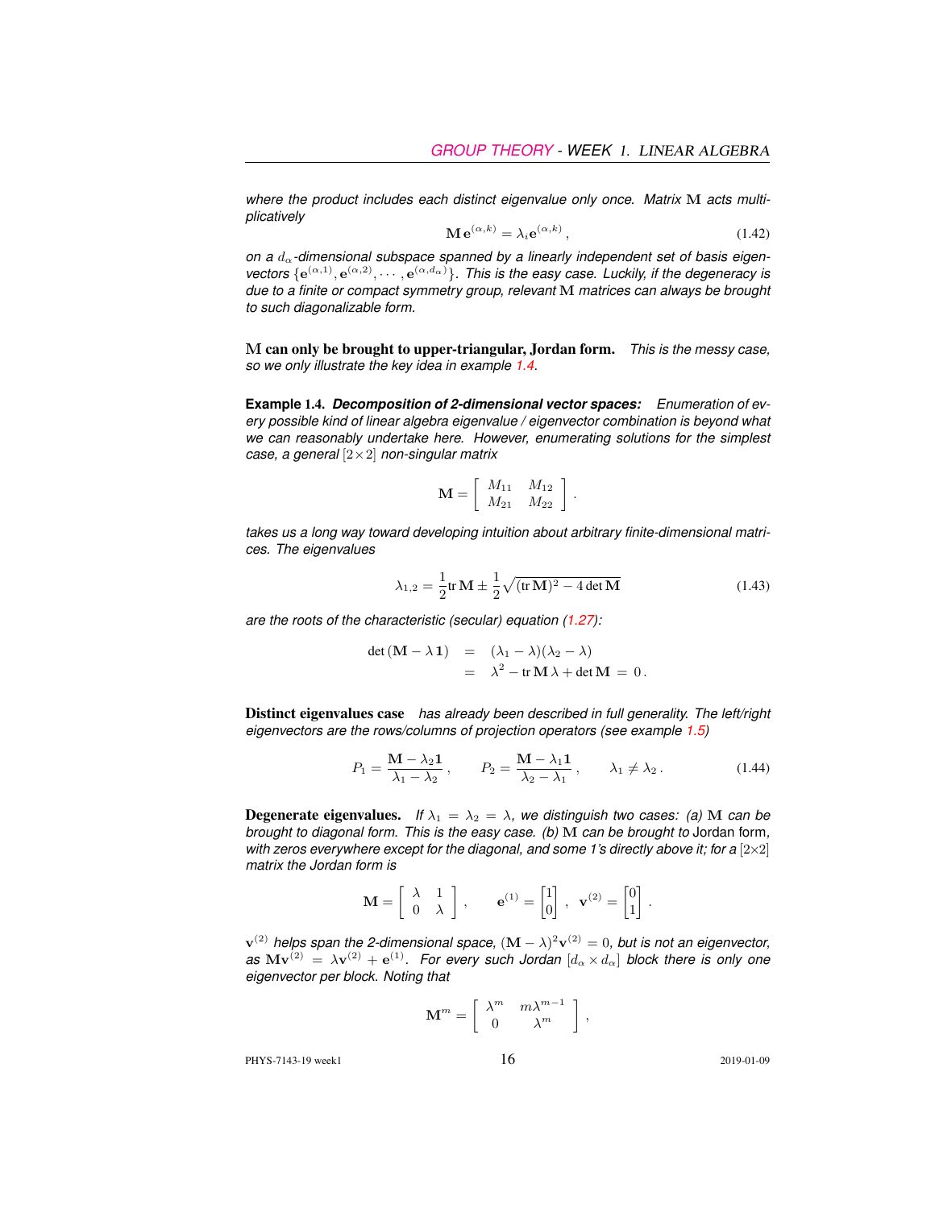*where the product includes each distinct eigenvalue only once. Matrix* $\mathbf{M}$ *acts multiplicatively*

$$\mathbf{M}\,\mathbf{e}^{(\alpha,k)} = \lambda_i \mathbf{e}^{(\alpha,k)}\,, \tag{1.42}$$

*on a* $d_\alpha$*-dimensional subspace spanned by a linearly independent set of basis eigenvectors* $\{\mathbf{e}^{(\alpha,1)}, \mathbf{e}^{(\alpha,2)}, \cdots, \mathbf{e}^{(\alpha,d_\alpha)}\}$*. This is the easy case. Luckily, if the degeneracy is due to a finite or compact symmetry group, relevant* $\mathbf{M}$ *matrices can always be brought to such diagonalizable form.*

**$\mathbf{M}$ can only be brought to upper-triangular, Jordan form.** *This is the messy case, so we only illustrate the key idea in example 1.4.*

**Example 1.4.** ***Decomposition of 2-dimensional vector spaces:*** *Enumeration of every possible kind of linear algebra eigenvalue / eigenvector combination is beyond what we can reasonably undertake here. However, enumerating solutions for the simplest case, a general* $[2\times2]$ *non-singular matrix*

$$\mathbf{M} = \left[\begin{array}{cc} M_{11} & M_{12} \\ M_{21} & M_{22} \end{array}\right].$$

*takes us a long way toward developing intuition about arbitrary finite-dimensional matrices. The eigenvalues*

$$\lambda_{1,2} = \frac{1}{2}\mathrm{tr}\,\mathbf{M} \pm \frac{1}{2}\sqrt{(\mathrm{tr}\,\mathbf{M})^2 - 4\det\mathbf{M}} \tag{1.43}$$

*are the roots of the characteristic (secular) equation (1.27):*

$$\begin{aligned}
\det(\mathbf{M} - \lambda\,\mathbf{1}) &= (\lambda_1 - \lambda)(\lambda_2 - \lambda) \\
&= \lambda^2 - \mathrm{tr}\,\mathbf{M}\,\lambda + \det\mathbf{M} \;=\; 0\,.
\end{aligned}$$

**Distinct eigenvalues case** *has already been described in full generality. The left/right eigenvectors are the rows/columns of projection operators (see example 1.5)*

$$P_1 = \frac{\mathbf{M} - \lambda_2\mathbf{1}}{\lambda_1 - \lambda_2}\,, \qquad P_2 = \frac{\mathbf{M} - \lambda_1\mathbf{1}}{\lambda_2 - \lambda_1}\,, \qquad \lambda_1 \neq \lambda_2\,. \tag{1.44}$$

**Degenerate eigenvalues.** *If* $\lambda_1 = \lambda_2 = \lambda$*, we distinguish two cases: (a)* $\mathbf{M}$ *can be brought to diagonal form. This is the easy case. (b)* $\mathbf{M}$ *can be brought to* Jordan form*, with zeros everywhere except for the diagonal, and some 1's directly above it; for a* $[2\times2]$ *matrix the Jordan form is*

$$\mathbf{M} = \left[\begin{array}{cc} \lambda & 1 \\ 0 & \lambda \end{array}\right], \qquad \mathbf{e}^{(1)} = \begin{bmatrix}1\\0\end{bmatrix},\;\; \mathbf{v}^{(2)} = \begin{bmatrix}0\\1\end{bmatrix}.$$

$\mathbf{v}^{(2)}$ *helps span the 2-dimensional space,* $(\mathbf{M}-\lambda)^2\mathbf{v}^{(2)} = 0$*, but is not an eigenvector, as* $\mathbf{M}\mathbf{v}^{(2)} = \lambda\mathbf{v}^{(2)} + \mathbf{e}^{(1)}$*. For every such Jordan* $[d_\alpha \times d_\alpha]$ *block there is only one eigenvector per block. Noting that*

$$\mathbf{M}^m = \left[\begin{array}{cc} \lambda^m & m\lambda^{m-1} \\ 0 & \lambda^m \end{array}\right],$$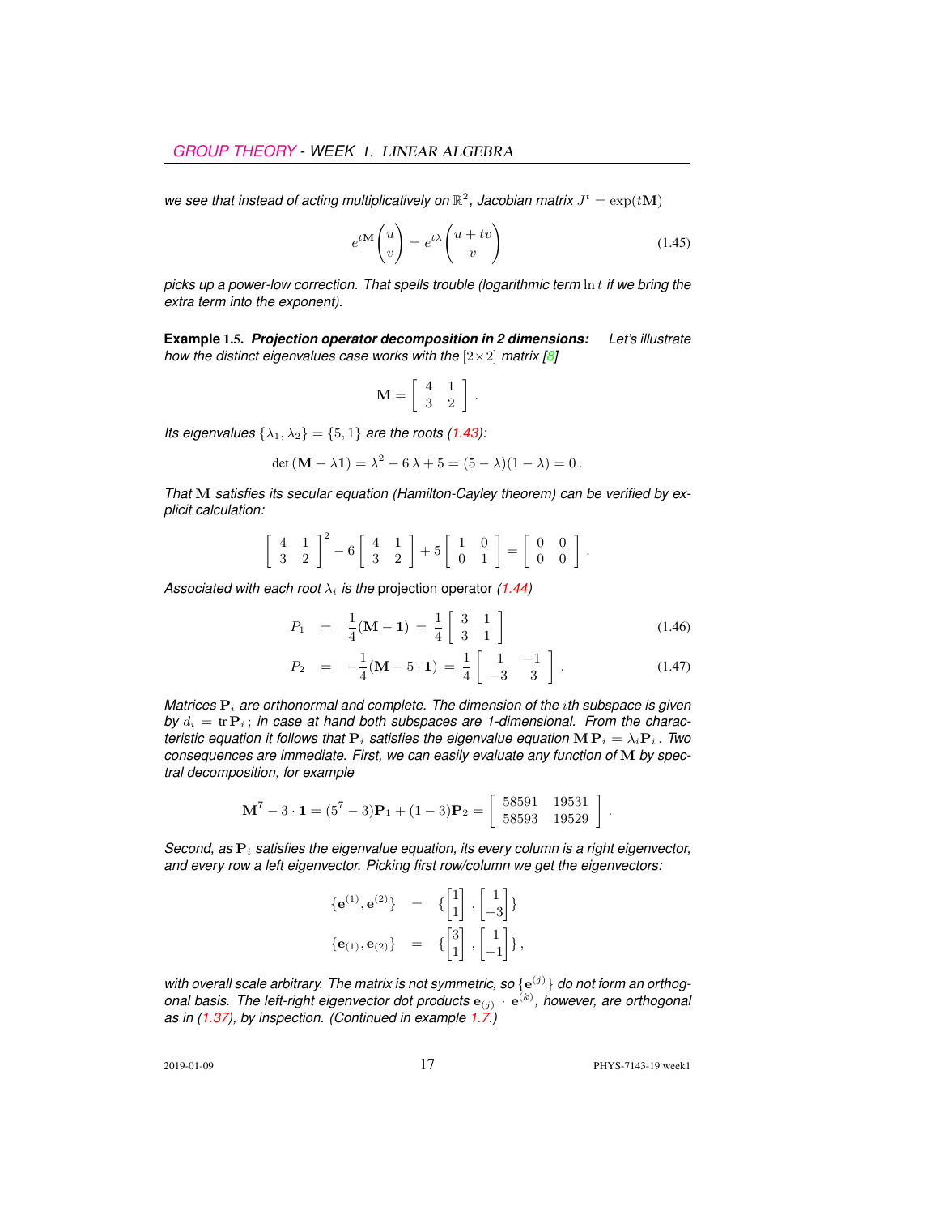*we see that instead of acting multiplicatively on $\mathbb{R}^2$, Jacobian matrix $J^t = \exp(t\mathbf{M})$*

$$e^{t\mathbf{M}} \begin{pmatrix} u \\ v \end{pmatrix} = e^{t\lambda} \begin{pmatrix} u + tv \\ v \end{pmatrix} \tag{1.45}$$

*picks up a power-low correction. That spells trouble (logarithmic term $\ln t$ if we bring the extra term into the exponent).*

**Example 1.5.** ***Projection operator decomposition in 2 dimensions:*** *Let's illustrate how the distinct eigenvalues case works with the $[2 \times 2]$ matrix [8]*

$$\mathbf{M} = \left[ \begin{array}{cc} 4 & 1 \\ 3 & 2 \end{array} \right].$$

*Its eigenvalues $\{\lambda_1, \lambda_2\} = \{5, 1\}$ are the roots (1.43):*

$$\det(\mathbf{M} - \lambda \mathbf{1}) = \lambda^2 - 6\,\lambda + 5 = (5 - \lambda)(1 - \lambda) = 0\,.$$

*That $\mathbf{M}$ satisfies its secular equation (Hamilton-Cayley theorem) can be verified by explicit calculation:*

$$\left[ \begin{array}{cc} 4 & 1 \\ 3 & 2 \end{array} \right]^2 - 6 \left[ \begin{array}{cc} 4 & 1 \\ 3 & 2 \end{array} \right] + 5 \left[ \begin{array}{cc} 1 & 0 \\ 0 & 1 \end{array} \right] = \left[ \begin{array}{cc} 0 & 0 \\ 0 & 0 \end{array} \right].$$

*Associated with each root $\lambda_i$ is the* projection operator *(1.44)*

$$P_1 = \frac{1}{4}(\mathbf{M} - \mathbf{1}) = \frac{1}{4} \left[ \begin{array}{cc} 3 & 1 \\ 3 & 1 \end{array} \right] \tag{1.46}$$

$$P_2 = -\frac{1}{4}(\mathbf{M} - 5 \cdot \mathbf{1}) = \frac{1}{4} \left[ \begin{array}{cc} 1 & -1 \\ -3 & 3 \end{array} \right]. \tag{1.47}$$

*Matrices $\mathbf{P}_i$ are orthonormal and complete. The dimension of the $i$th subspace is given by $d_i = \operatorname{tr} \mathbf{P}_i$; in case at hand both subspaces are 1-dimensional. From the characteristic equation it follows that $\mathbf{P}_i$ satisfies the eigenvalue equation $\mathbf{M}\,\mathbf{P}_i = \lambda_i \mathbf{P}_i$. Two consequences are immediate. First, we can easily evaluate any function of $\mathbf{M}$ by spectral decomposition, for example*

$$\mathbf{M}^7 - 3 \cdot \mathbf{1} = (5^7 - 3)\mathbf{P}_1 + (1 - 3)\mathbf{P}_2 = \left[ \begin{array}{cc} 58591 & 19531 \\ 58593 & 19529 \end{array} \right].$$

*Second, as $\mathbf{P}_i$ satisfies the eigenvalue equation, its every column is a right eigenvector, and every row a left eigenvector. Picking first row/column we get the eigenvectors:*

$$\{\mathbf{e}^{(1)}, \mathbf{e}^{(2)}\} = \{ \begin{bmatrix} 1 \\ 1 \end{bmatrix}, \begin{bmatrix} 1 \\ -3 \end{bmatrix} \}$$

$$\{\mathbf{e}_{(1)}, \mathbf{e}_{(2)}\} = \{ \begin{bmatrix} 3 \\ 1 \end{bmatrix}, \begin{bmatrix} 1 \\ -1 \end{bmatrix} \},$$

*with overall scale arbitrary. The matrix is not symmetric, so $\{\mathbf{e}^{(j)}\}$ do not form an orthogonal basis. The left-right eigenvector dot products $\mathbf{e}_{(j)} \cdot \mathbf{e}^{(k)}$, however, are orthogonal as in (1.37), by inspection. (Continued in example 1.7.)*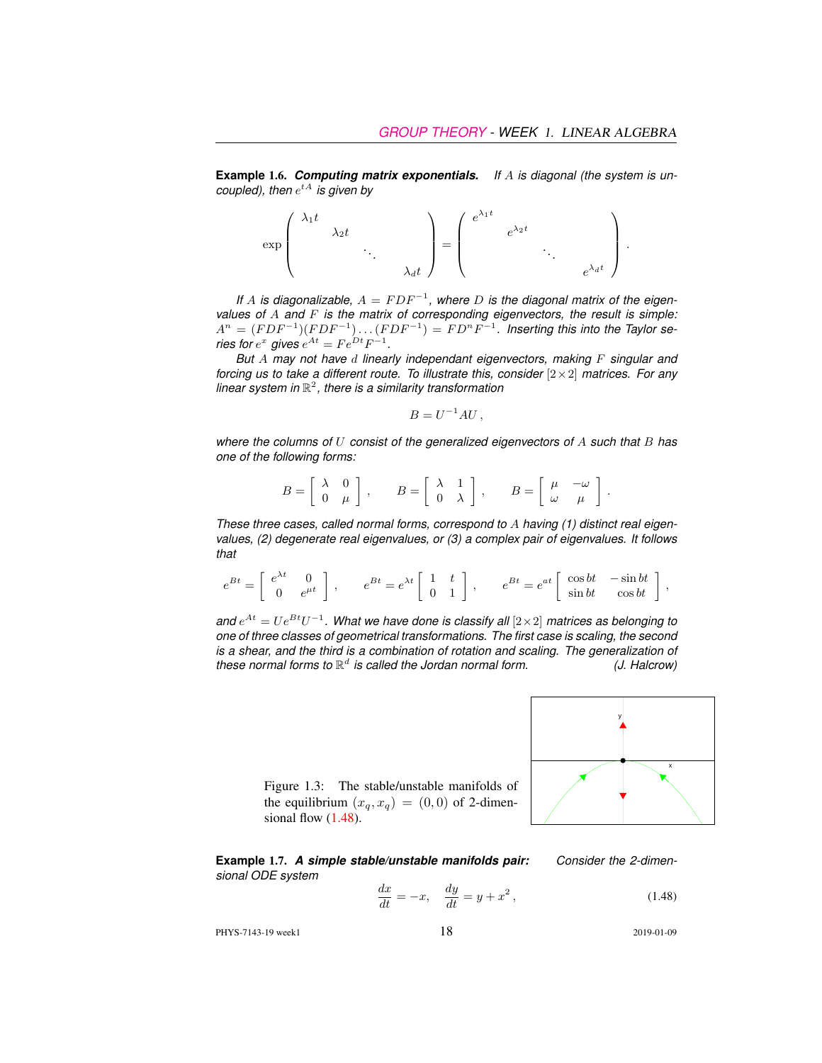**Example 1.6.** ***Computing matrix exponentials.*** *If $A$ is diagonal (the system is uncoupled), then $e^{tA}$ is given by*

$$\exp\begin{pmatrix} \lambda_1 t & & & \\ & \lambda_2 t & & \\ & & \ddots & \\ & & & \lambda_d t \end{pmatrix} = \begin{pmatrix} e^{\lambda_1 t} & & & \\ & e^{\lambda_2 t} & & \\ & & \ddots & \\ & & & e^{\lambda_d t} \end{pmatrix}.$$

*If $A$ is diagonalizable, $A = FDF^{-1}$, where $D$ is the diagonal matrix of the eigenvalues of $A$ and $F$ is the matrix of corresponding eigenvectors, the result is simple: $A^n = (FDF^{-1})(FDF^{-1})\ldots(FDF^{-1}) = FD^nF^{-1}$. Inserting this into the Taylor series for $e^x$ gives $e^{At} = Fe^{Dt}F^{-1}$.*

*But $A$ may not have $d$ linearly independant eigenvectors, making $F$ singular and forcing us to take a different route. To illustrate this, consider $[2\times 2]$ matrices. For any linear system in $\mathbb{R}^2$, there is a similarity transformation*

$$B = U^{-1}AU\,,$$

*where the columns of $U$ consist of the generalized eigenvectors of $A$ such that $B$ has one of the following forms:*

$$B = \begin{bmatrix} \lambda & 0 \\ 0 & \mu \end{bmatrix}, \qquad B = \begin{bmatrix} \lambda & 1 \\ 0 & \lambda \end{bmatrix}, \qquad B = \begin{bmatrix} \mu & -\omega \\ \omega & \mu \end{bmatrix}.$$

*These three cases, called normal forms, correspond to $A$ having (1) distinct real eigenvalues, (2) degenerate real eigenvalues, or (3) a complex pair of eigenvalues. It follows that*

$$e^{Bt} = \begin{bmatrix} e^{\lambda t} & 0 \\ 0 & e^{\mu t} \end{bmatrix}, \qquad e^{Bt} = e^{\lambda t}\begin{bmatrix} 1 & t \\ 0 & 1 \end{bmatrix}, \qquad e^{Bt} = e^{at}\begin{bmatrix} \cos bt & -\sin bt \\ \sin bt & \cos bt \end{bmatrix},$$

*and $e^{At} = Ue^{Bt}U^{-1}$. What we have done is classify all $[2\times 2]$ matrices as belonging to one of three classes of geometrical transformations. The first case is scaling, the second is a shear, and the third is a combination of rotation and scaling. The generalization of these normal forms to $\mathbb{R}^d$ is called the Jordan normal form.* (J. Halcrow)

Figure 1.3: The stable/unstable manifolds of the equilibrium $(x_q, x_q) = (0, 0)$ of 2-dimensional flow (1.48).

**Example 1.7.** ***A simple stable/unstable manifolds pair:*** *Consider the 2-dimensional ODE system*

$$\frac{dx}{dt} = -x, \quad \frac{dy}{dt} = y + x^2\,, \tag{1.48}$$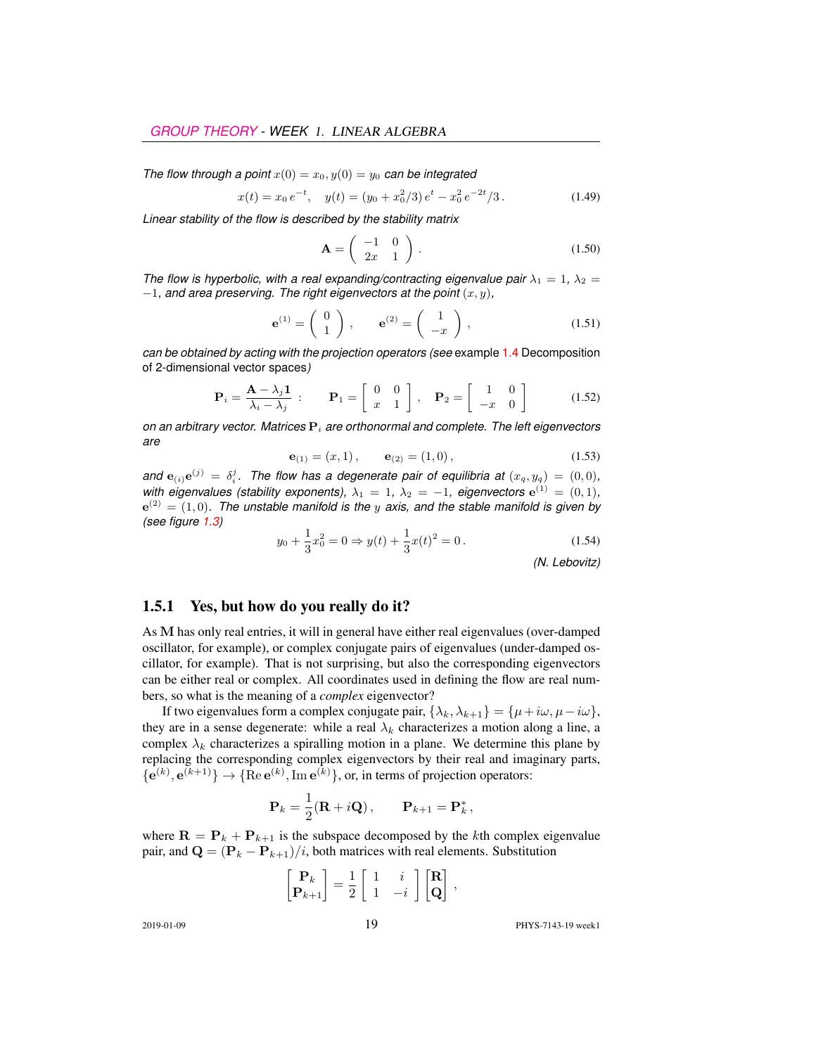*The flow through a point $x(0) = x_0, y(0) = y_0$ can be integrated*

$$x(t) = x_0 \, e^{-t}, \quad y(t) = (y_0 + x_0^2/3) \, e^{t} - x_0^2 \, e^{-2t}/3 \,. \tag{1.49}$$

*Linear stability of the flow is described by the stability matrix*

$$\mathbf{A} = \left( \begin{array}{cc} -1 & 0 \\ 2x & 1 \end{array} \right) . \tag{1.50}$$

*The flow is hyperbolic, with a real expanding/contracting eigenvalue pair $\lambda_1 = 1$, $\lambda_2 = -1$, and area preserving. The right eigenvectors at the point $(x, y)$,*

$$\mathbf{e}^{(1)} = \left( \begin{array}{c} 0 \\ 1 \end{array} \right) , \qquad \mathbf{e}^{(2)} = \left( \begin{array}{c} 1 \\ -x \end{array} \right) , \tag{1.51}$$

*can be obtained by acting with the projection operators (see* example 1.4 Decomposition of 2-dimensional vector spaces*)*

$$\mathbf{P}_i = \frac{\mathbf{A} - \lambda_j \mathbf{1}}{\lambda_i - \lambda_j} \; : \qquad \mathbf{P}_1 = \left[ \begin{array}{cc} 0 & 0 \\ x & 1 \end{array} \right] , \quad \mathbf{P}_2 = \left[ \begin{array}{cc} 1 & 0 \\ -x & 0 \end{array} \right] \tag{1.52}$$

*on an arbitrary vector. Matrices $\mathbf{P}_i$ are orthonormal and complete. The left eigenvectors are*

$$\mathbf{e}_{(1)} = (x, 1) \,, \qquad \mathbf{e}_{(2)} = (1, 0) \,, \tag{1.53}$$

*and $\mathbf{e}_{(i)} \mathbf{e}^{(j)} = \delta_i^j$. The flow has a degenerate pair of equilibria at $(x_q, y_q) = (0, 0)$, with eigenvalues (stability exponents), $\lambda_1 = 1$, $\lambda_2 = -1$, eigenvectors $\mathbf{e}^{(1)} = (0, 1)$, $\mathbf{e}^{(2)} = (1, 0)$. The unstable manifold is the $y$ axis, and the stable manifold is given by (see figure 1.3)*

$$y_0 + \frac{1}{3} x_0^2 = 0 \Rightarrow y(t) + \frac{1}{3} x(t)^2 = 0 \,. \tag{1.54}$$

*(N. Lebovitz)*

### 1.5.1 Yes, but how do you really do it?

As $\mathbf{M}$ has only real entries, it will in general have either real eigenvalues (over-damped oscillator, for example), or complex conjugate pairs of eigenvalues (under-damped oscillator, for example). That is not surprising, but also the corresponding eigenvectors can be either real or complex. All coordinates used in defining the flow are real numbers, so what is the meaning of a *complex* eigenvector?

If two eigenvalues form a complex conjugate pair, $\{\lambda_k, \lambda_{k+1}\} = \{\mu + i\omega, \mu - i\omega\}$, they are in a sense degenerate: while a real $\lambda_k$ characterizes a motion along a line, a complex $\lambda_k$ characterizes a spiralling motion in a plane. We determine this plane by replacing the corresponding complex eigenvectors by their real and imaginary parts, $\{\mathbf{e}^{(k)}, \mathbf{e}^{(k+1)}\} \rightarrow \{\mathrm{Re}\, \mathbf{e}^{(k)}, \mathrm{Im}\, \mathbf{e}^{(k)}\}$, or, in terms of projection operators:

$$\mathbf{P}_k = \frac{1}{2}(\mathbf{R} + i\mathbf{Q}) \,, \qquad \mathbf{P}_{k+1} = \mathbf{P}_k^* \,,$$

where $\mathbf{R} = \mathbf{P}_k + \mathbf{P}_{k+1}$ is the subspace decomposed by the $k$th complex eigenvalue pair, and $\mathbf{Q} = (\mathbf{P}_k - \mathbf{P}_{k+1})/i$, both matrices with real elements. Substitution

$$\left[ \begin{array}{c} \mathbf{P}_k \\ \mathbf{P}_{k+1} \end{array} \right] = \frac{1}{2} \left[ \begin{array}{cc} 1 & i \\ 1 & -i \end{array} \right] \left[ \begin{array}{c} \mathbf{R} \\ \mathbf{Q} \end{array} \right] ,$$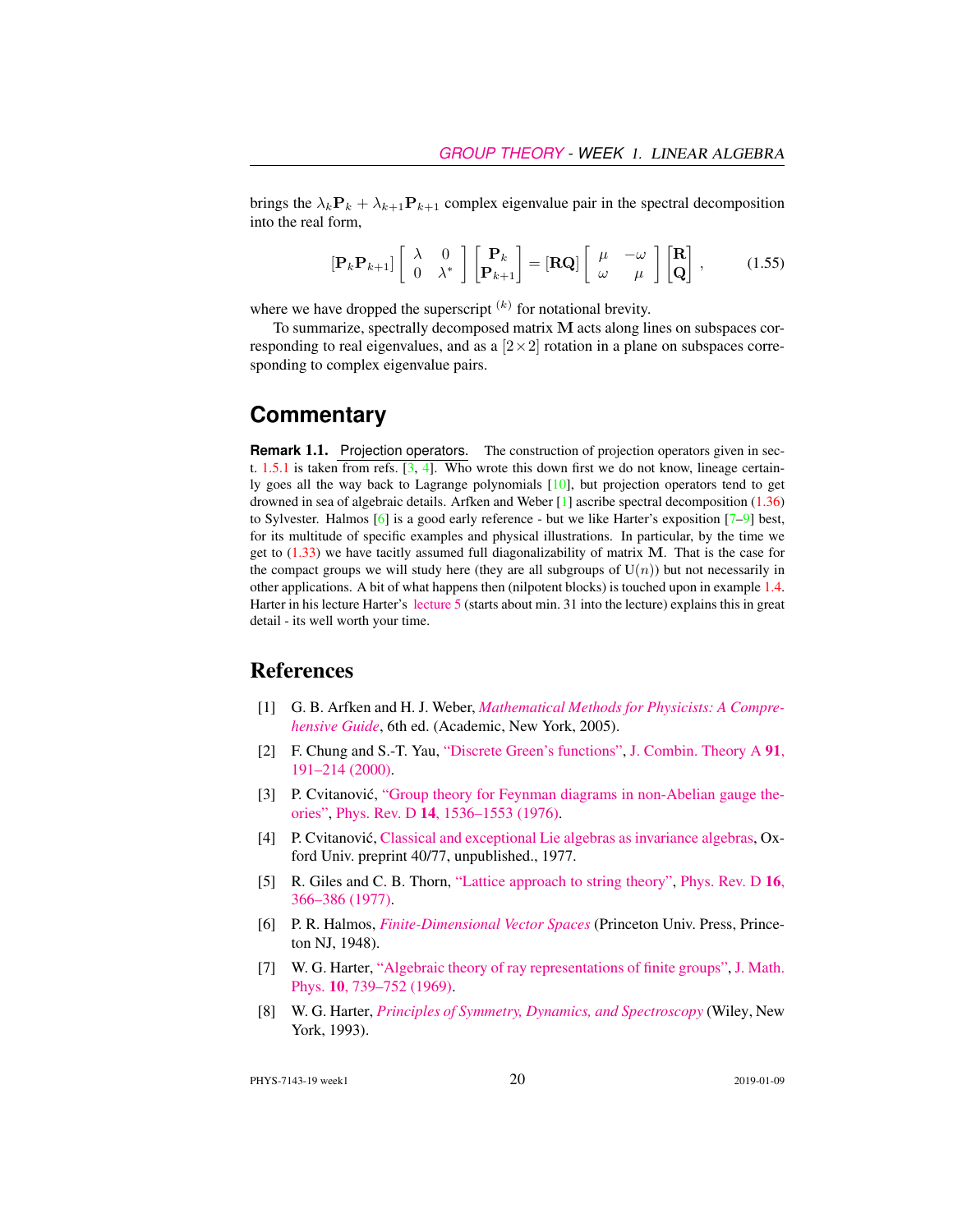brings the $\lambda_k \mathbf{P}_k + \lambda_{k+1} \mathbf{P}_{k+1}$ complex eigenvalue pair in the spectral decomposition into the real form,

$$[\mathbf{P}_k \mathbf{P}_{k+1}] \begin{bmatrix} \lambda & 0 \\ 0 & \lambda^* \end{bmatrix} \begin{bmatrix} \mathbf{P}_k \\ \mathbf{P}_{k+1} \end{bmatrix} = [\mathbf{R}\mathbf{Q}] \begin{bmatrix} \mu & -\omega \\ \omega & \mu \end{bmatrix} \begin{bmatrix} \mathbf{R} \\ \mathbf{Q} \end{bmatrix}, \tag{1.55}$$

where we have dropped the superscript $^{(k)}$ for notational brevity.

To summarize, spectrally decomposed matrix $\mathbf{M}$ acts along lines on subspaces corresponding to real eigenvalues, and as a $[2 \times 2]$ rotation in a plane on subspaces corresponding to complex eigenvalue pairs.

## Commentary

**Remark 1.1.** Projection operators. The construction of projection operators given in sect. 1.5.1 is taken from refs. [3, 4]. Who wrote this down first we do not know, lineage certainly goes all the way back to Lagrange polynomials [10], but projection operators tend to get drowned in sea of algebraic details. Arfken and Weber [1] ascribe spectral decomposition (1.36) to Sylvester. Halmos [6] is a good early reference - but we like Harter's exposition [7–9] best, for its multitude of specific examples and physical illustrations. In particular, by the time we get to (1.33) we have tacitly assumed full diagonalizability of matrix $\mathbf{M}$. That is the case for the compact groups we will study here (they are all subgroups of $U(n)$) but not necessarily in other applications. A bit of what happens then (nilpotent blocks) is touched upon in example 1.4. Harter in his lecture Harter's lecture 5 (starts about min. 31 into the lecture) explains this in great detail - its well worth your time.

## References

[1] G. B. Arfken and H. J. Weber, *Mathematical Methods for Physicists: A Comprehensive Guide*, 6th ed. (Academic, New York, 2005).

[2] F. Chung and S.-T. Yau, "Discrete Green's functions", J. Combin. Theory A **91**, 191–214 (2000).

[3] P. Cvitanović, "Group theory for Feynman diagrams in non-Abelian gauge theories", Phys. Rev. D **14**, 1536–1553 (1976).

[4] P. Cvitanović, Classical and exceptional Lie algebras as invariance algebras, Oxford Univ. preprint 40/77, unpublished., 1977.

[5] R. Giles and C. B. Thorn, "Lattice approach to string theory", Phys. Rev. D **16**, 366–386 (1977).

[6] P. R. Halmos, *Finite-Dimensional Vector Spaces* (Princeton Univ. Press, Princeton NJ, 1948).

[7] W. G. Harter, "Algebraic theory of ray representations of finite groups", J. Math. Phys. **10**, 739–752 (1969).

[8] W. G. Harter, *Principles of Symmetry, Dynamics, and Spectroscopy* (Wiley, New York, 1993).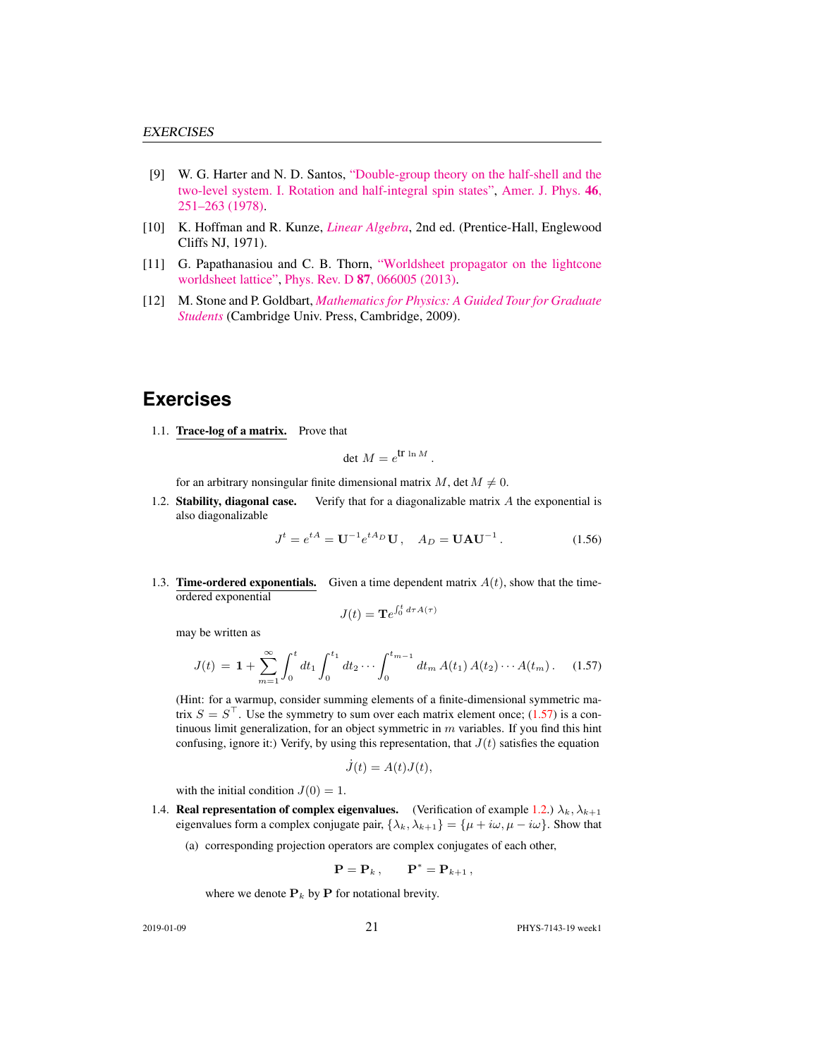[9] W. G. Harter and N. D. Santos, "Double-group theory on the half-shell and the two-level system. I. Rotation and half-integral spin states", Amer. J. Phys. **46**, 251–263 (1978).

[10] K. Hoffman and R. Kunze, *Linear Algebra*, 2nd ed. (Prentice-Hall, Englewood Cliffs NJ, 1971).

[11] G. Papathanasiou and C. B. Thorn, "Worldsheet propagator on the lightcone worldsheet lattice", Phys. Rev. D **87**, 066005 (2013).

[12] M. Stone and P. Goldbart, *Mathematics for Physics: A Guided Tour for Graduate Students* (Cambridge Univ. Press, Cambridge, 2009).

# Exercises

1.1. **Trace-log of a matrix.** Prove that

$$\det M = e^{\text{tr} \ln M} .$$

for an arbitrary nonsingular finite dimensional matrix $M$, $\det M \neq 0$.

1.2. **Stability, diagonal case.** Verify that for a diagonalizable matrix $A$ the exponential is also diagonalizable

$$J^t = e^{tA} = \mathbf{U}^{-1} e^{tA_D} \mathbf{U} , \quad A_D = \mathbf{U} \mathbf{A} \mathbf{U}^{-1} . \tag{1.56}$$

1.3. **Time-ordered exponentials.** Given a time dependent matrix $A(t)$, show that the time-ordered exponential

$$J(t) = \mathbf{T} e^{\int_0^t d\tau A(\tau)}$$

may be written as

$$J(t) \; = \; \mathbf{1} + \sum_{m=1}^{\infty} \int_0^t dt_1 \int_0^{t_1} dt_2 \cdots \int_0^{t_{m-1}} dt_m \, A(t_1) \, A(t_2) \cdots A(t_m) \, . \tag{1.57}$$

(Hint: for a warmup, consider summing elements of a finite-dimensional symmetric matrix $S = S^\top$. Use the symmetry to sum over each matrix element once; (1.57) is a continuous limit generalization, for an object symmetric in $m$ variables. If you find this hint confusing, ignore it:) Verify, by using this representation, that $J(t)$ satisfies the equation

$$\dot{J}(t) = A(t) J(t),$$

with the initial condition $J(0) = 1$.

1.4. **Real representation of complex eigenvalues.** (Verification of example 1.2.) $\lambda_k, \lambda_{k+1}$ eigenvalues form a complex conjugate pair, $\{\lambda_k, \lambda_{k+1}\} = \{\mu + i\omega, \mu - i\omega\}$. Show that

(a) corresponding projection operators are complex conjugates of each other,

$$\mathbf{P} = \mathbf{P}_k \, , \qquad \mathbf{P}^* = \mathbf{P}_{k+1} \, ,$$

where we denote $\mathbf{P}_k$ by $\mathbf{P}$ for notational brevity.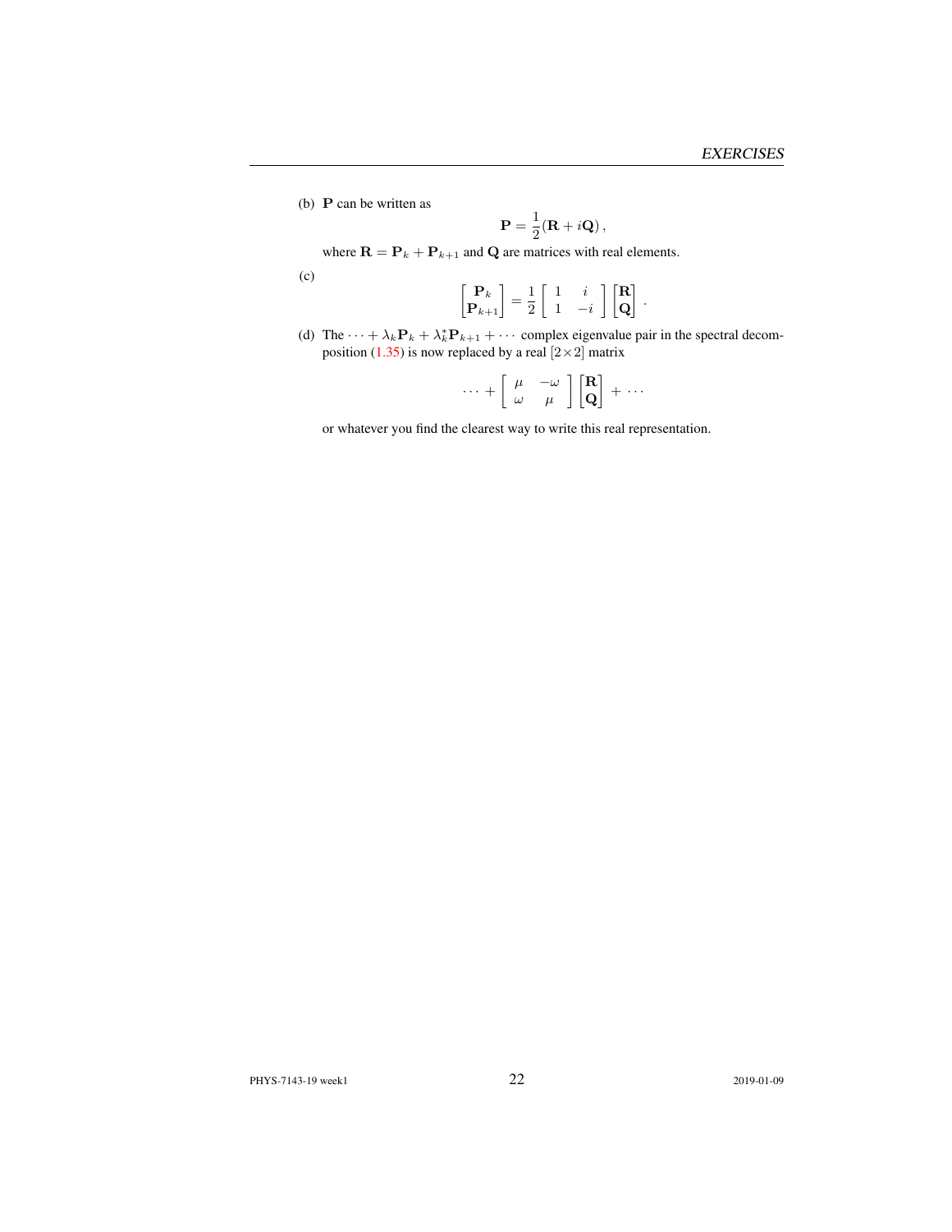(b) $\mathbf{P}$ can be written as

$$\mathbf{P} = \frac{1}{2}(\mathbf{R} + i\mathbf{Q}),$$

where $\mathbf{R} = \mathbf{P}_k + \mathbf{P}_{k+1}$ and $\mathbf{Q}$ are matrices with real elements.

(c)

$$\begin{bmatrix} \mathbf{P}_k \\ \mathbf{P}_{k+1} \end{bmatrix} = \frac{1}{2} \begin{bmatrix} 1 & i \\ 1 & -i \end{bmatrix} \begin{bmatrix} \mathbf{R} \\ \mathbf{Q} \end{bmatrix}.$$

(d) The $\cdots + \lambda_k \mathbf{P}_k + \lambda_k^* \mathbf{P}_{k+1} + \cdots$ complex eigenvalue pair in the spectral decomposition (1.35) is now replaced by a real $[2\times2]$ matrix

$$\cdots + \begin{bmatrix} \mu & -\omega \\ \omega & \mu \end{bmatrix} \begin{bmatrix} \mathbf{R} \\ \mathbf{Q} \end{bmatrix} + \cdots$$

or whatever you find the clearest way to write this real representation.